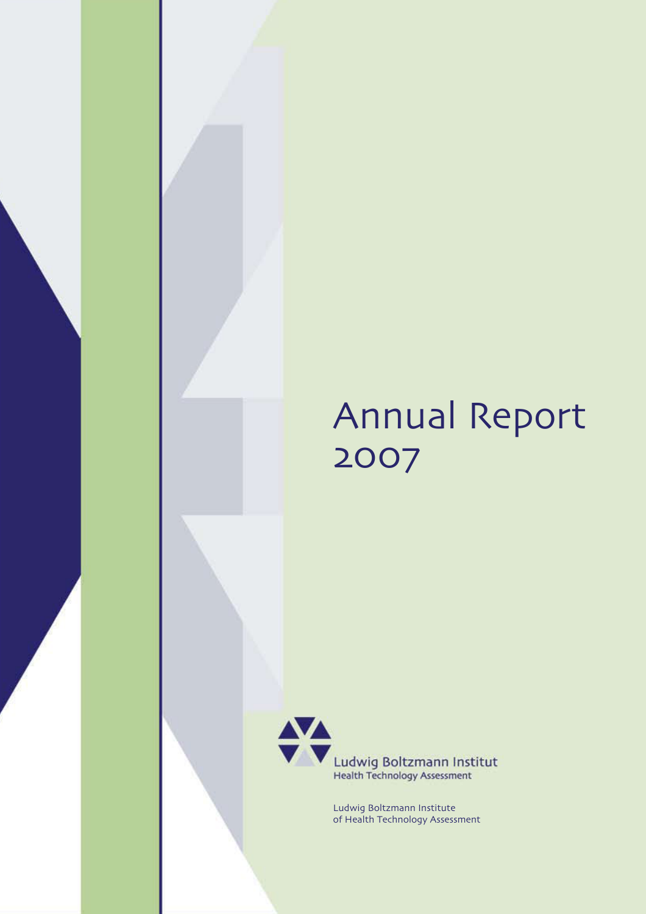# Annual Report 2007

Ludwig Boltzmann Institut
Health Technology Assessment

Ludwig Boltzmann Institute
of Health Technology Assessment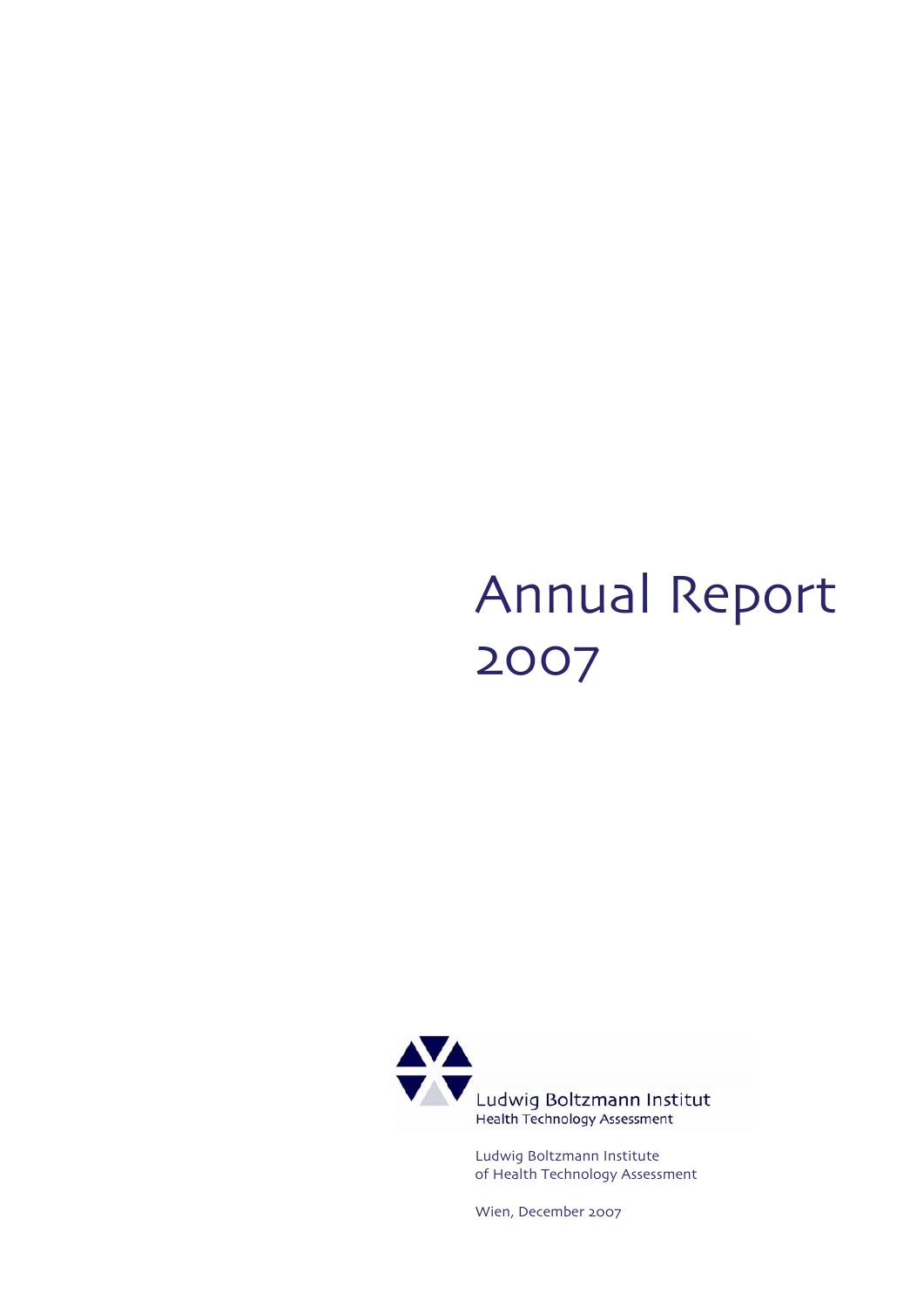# Annual Report 2007

Ludwig Boltzmann Institut
Health Technology Assessment

Ludwig Boltzmann Institute
of Health Technology Assessment

Wien, December 2007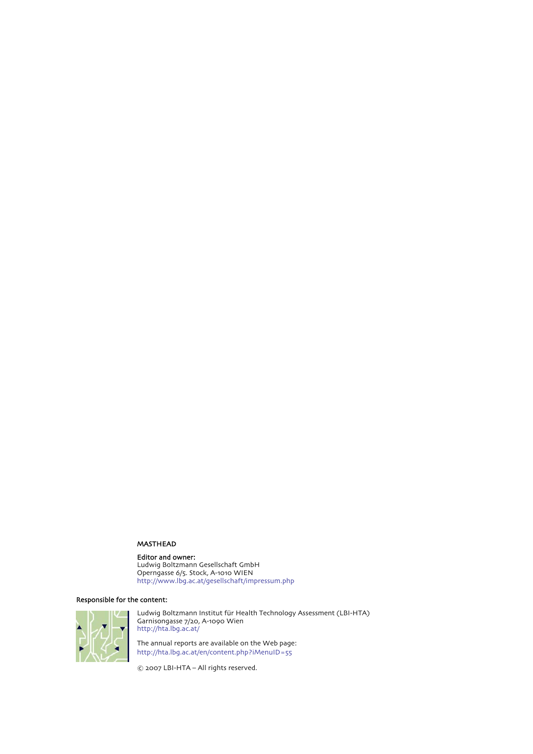MASTHEAD

**Editor and owner:**
Ludwig Boltzmann Gesellschaft GmbH
Operngasse 6/5. Stock, A-1010 WIEN
http://www.lbg.ac.at/gesellschaft/impressum.php

**Responsible for the content:**

Ludwig Boltzmann Institut für Health Technology Assessment (LBI-HTA)
Garnisongasse 7/20, A-1090 Wien
http://hta.lbg.ac.at/

The annual reports are available on the Web page:
http://hta.lbg.ac.at/en/content.php?iMenuID=55

© 2007 LBI-HTA – All rights reserved.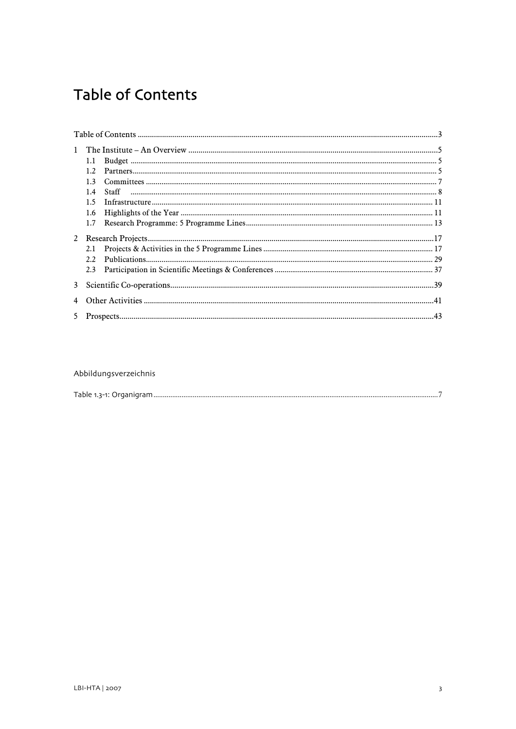# Table of Contents

Table of Contents .................................................................................................................................3

1 The Institute – An Overview .........................................................................................................5
 1.1 Budget ......................................................................................................................................... 5
 1.2 Partners........................................................................................................................................ 5
 1.3 Committees .................................................................................................................................. 7
 1.4 Staff ............................................................................................................................................ 8
 1.5 Infrastructure............................................................................................................................. 11
 1.6 Highlights of the Year ............................................................................................................... 11
 1.7 Research Programme: 5 Programme Lines.............................................................................. 13

2 Research Projects...........................................................................................................................17
 2.1 Projects & Activities in the 5 Programme Lines ...................................................................... 17
 2.2 Publications................................................................................................................................ 29
 2.3 Participation in Scientific Meetings & Conferences ................................................................ 37

3 Scientific Co-operations................................................................................................................39

4 Other Activities .............................................................................................................................41

5 Prospects.........................................................................................................................................43

Abbildungsverzeichnis

Table 1.3-1: Organigram .........................................................................................................................7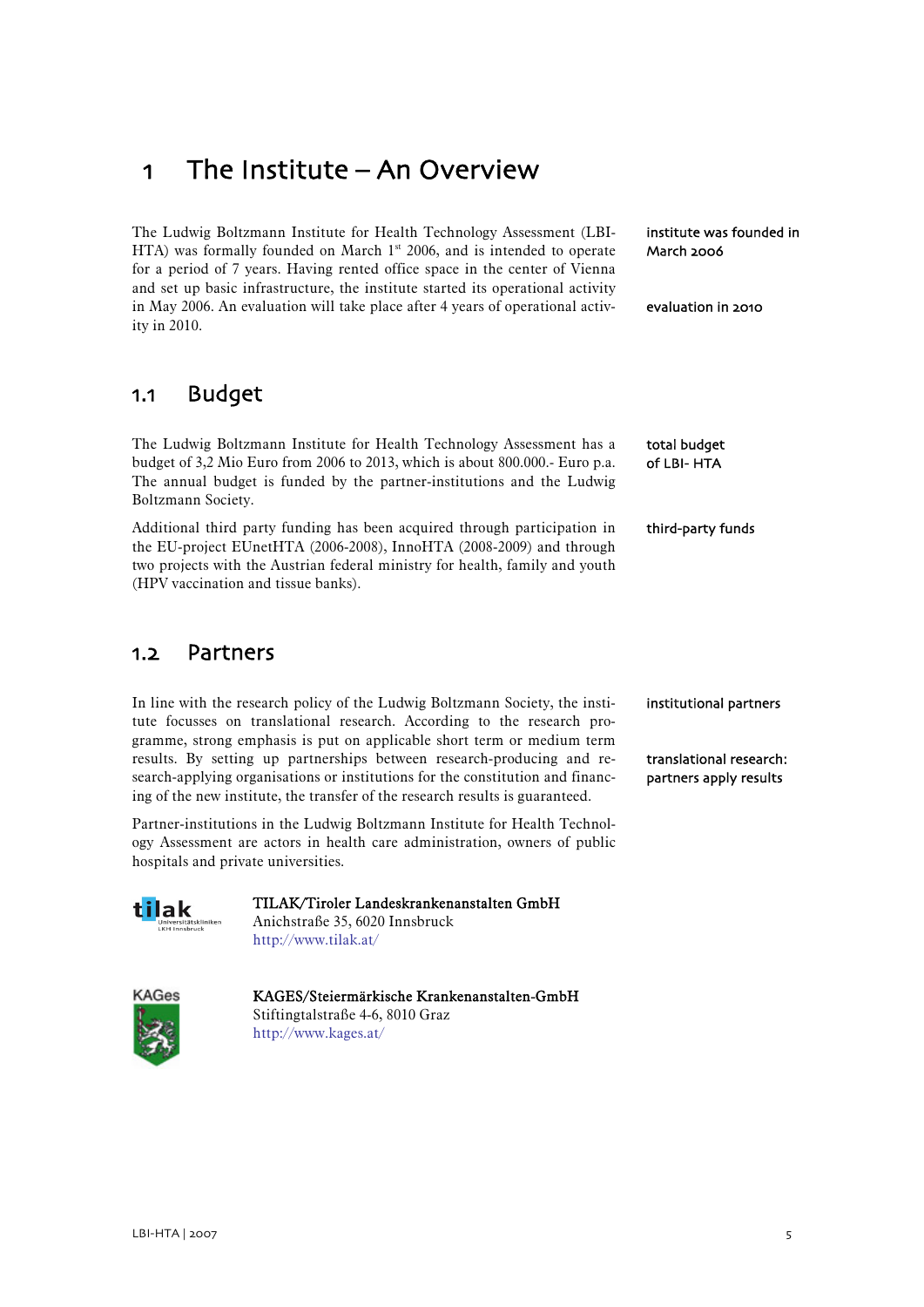# 1 The Institute – An Overview

The Ludwig Boltzmann Institute for Health Technology Assessment (LBI-HTA) was formally founded on March 1st 2006, and is intended to operate for a period of 7 years. Having rented office space in the center of Vienna and set up basic infrastructure, the institute started its operational activity in May 2006. An evaluation will take place after 4 years of operational activity in 2010.

institute was founded in March 2006

evaluation in 2010

## 1.1 Budget

The Ludwig Boltzmann Institute for Health Technology Assessment has a budget of 3,2 Mio Euro from 2006 to 2013, which is about 800.000.- Euro p.a. The annual budget is funded by the partner-institutions and the Ludwig Boltzmann Society.

total budget of LBI- HTA

Additional third party funding has been acquired through participation in the EU-project EUnetHTA (2006-2008), InnoHTA (2008-2009) and through two projects with the Austrian federal ministry for health, family and youth (HPV vaccination and tissue banks).

third-party funds

## 1.2 Partners

In line with the research policy of the Ludwig Boltzmann Society, the institute focusses on translational research. According to the research programme, strong emphasis is put on applicable short term or medium term results. By setting up partnerships between research-producing and research-applying organisations or institutions for the constitution and financing of the new institute, the transfer of the research results is guaranteed.

institutional partners

translational research: partners apply results

Partner-institutions in the Ludwig Boltzmann Institute for Health Technology Assessment are actors in health care administration, owners of public hospitals and private universities.

tilak Universitätskliniken LKH Innsbruck

**TILAK/Tiroler Landeskrankenanstalten GmbH**
Anichstraße 35, 6020 Innsbruck
http://www.tilak.at/

KAGes

**KAGES/Steiermärkische Krankenanstalten-GmbH**
Stiftingtalstraße 4-6, 8010 Graz
http://www.kages.at/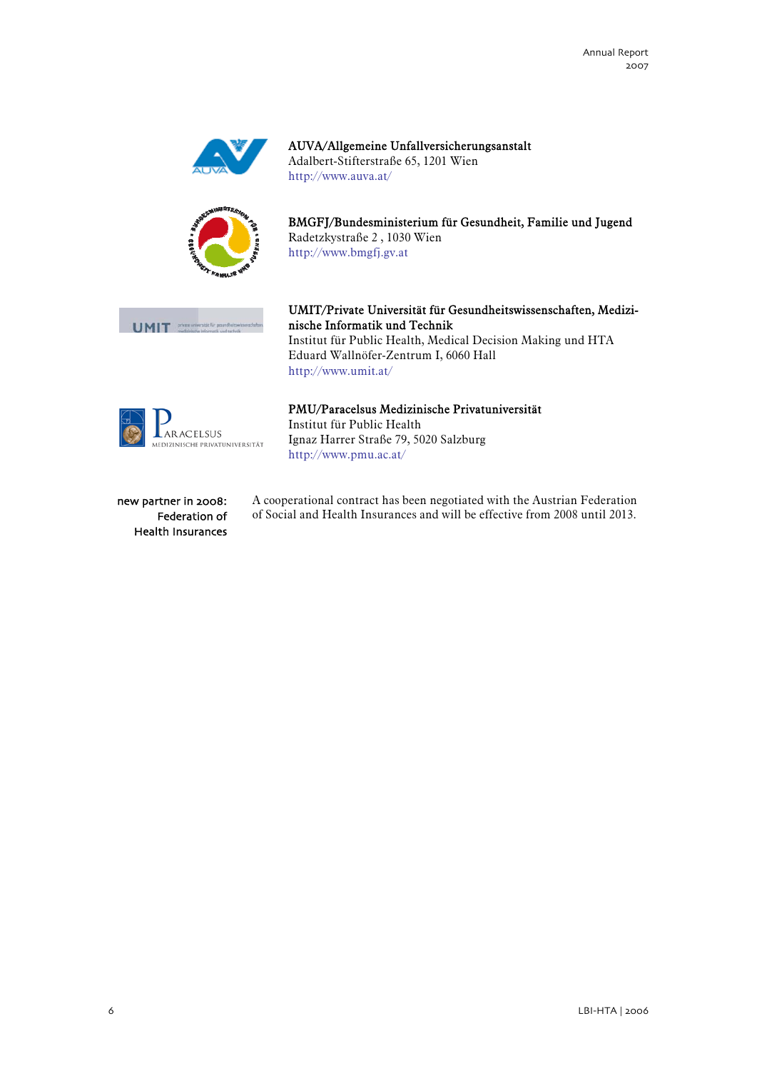**AUVA/Allgemeine Unfallversicherungsanstalt**
Adalbert-Stifterstraße 65, 1201 Wien
http://www.auva.at/

**BMGFJ/Bundesministerium für Gesundheit, Familie und Jugend**
Radetzkystraße 2 , 1030 Wien
http://www.bmgfj.gv.at

**UMIT/Private Universität für Gesundheitswissenschaften, Medizinische Informatik und Technik**
Institut für Public Health, Medical Decision Making und HTA
Eduard Wallnöfer-Zentrum I, 6060 Hall
http://www.umit.at/

**PMU/Paracelsus Medizinische Privatuniversität**
Institut für Public Health
Ignaz Harrer Straße 79, 5020 Salzburg
http://www.pmu.ac.at/

new partner in 2008: Federation of Health Insurances

A cooperational contract has been negotiated with the Austrian Federation of Social and Health Insurances and will be effective from 2008 until 2013.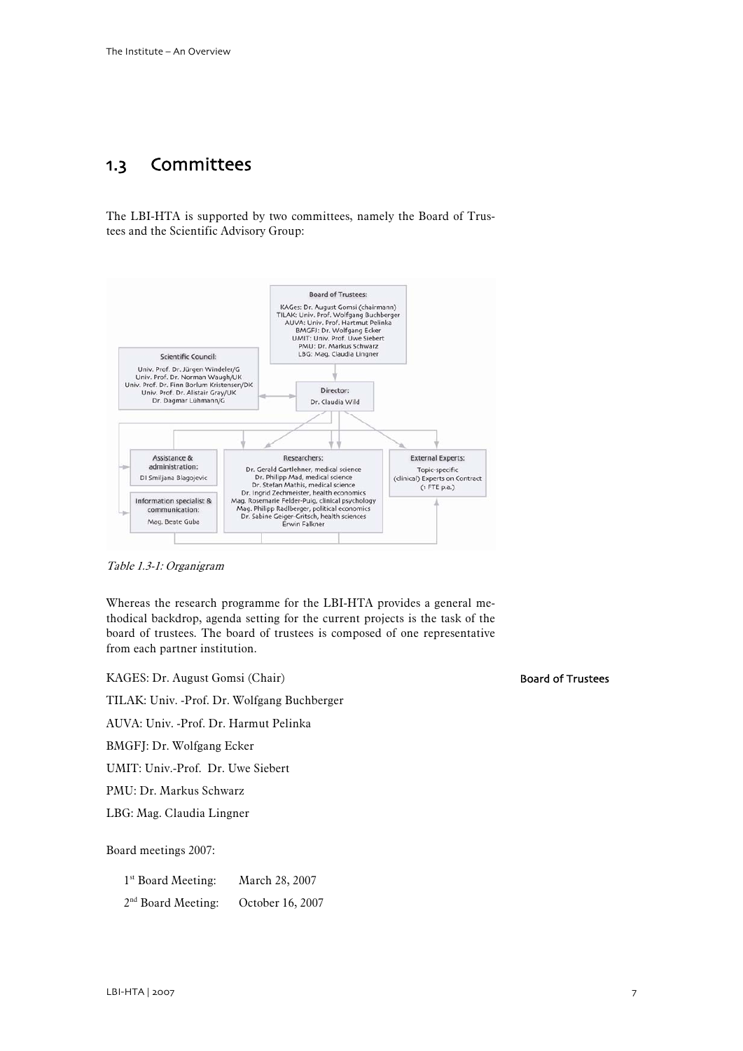## 1.3 Committees

The LBI-HTA is supported by two committees, namely the Board of Trustees and the Scientific Advisory Group:

**Board of Trustees:**
KAGes: Dr. August Gomsi (chairmann)
TILAK: Univ. Prof. Wolfgang Buchberger
AUVA: Univ. Prof. Hartmut Pelinka
BMGFJ: Dr. Wolfgang Ecker
UMIT: Univ. Prof. Uwe Siebert
PMU: Dr. Markus Schwarz
LBG: Mag. Claudia Lingner

**Scientific Council:**
Univ. Prof. Dr. Jürgen Windeler/G
Univ. Prof. Dr. Norman Waugh/UK
Univ. Prof. Dr. Finn Borlum Kristensen/DK
Univ. Prof. Dr. Alistair Gray/UK
Dr. Dagmar Lühmann/G

**Director:**
Dr. Claudia Wild

**Assistance & administration:**
DI Smiljana Blagojevic

**Information specialist & communication:**
Mag. Beate Guba

**Researchers:**
Dr. Gerald Gartlehner, medical science
Dr. Philipp Mad, medical science
Dr. Stefan Mathis, medical science
Dr. Ingrid Zechmeister, health economics
Mag. Rosemarie Felder-Puig, clinical psychology
Mag. Philipp Radlberger, political economics
Dr. Sabine Geiger-Gritsch, health sciences
Erwin Fallkner

**External Experts:**
Topic-specific (clinical) Experts on Contract (1 FTE p.a.)

*Table 1.3-1: Organigram*

Whereas the research programme for the LBI-HTA provides a general methodical backdrop, agenda setting for the current projects is the task of the board of trustees. The board of trustees is composed of one representative from each partner institution.

**Board of Trustees**

KAGES: Dr. August Gomsi (Chair)

TILAK: Univ. -Prof. Dr. Wolfgang Buchberger

AUVA: Univ. -Prof. Dr. Harmut Pelinka

BMGFJ: Dr. Wolfgang Ecker

UMIT: Univ.-Prof. Dr. Uwe Siebert

PMU: Dr. Markus Schwarz

LBG: Mag. Claudia Lingner

Board meetings 2007:

| | |
|---|---|
| 1st Board Meeting: | March 28, 2007 |
| 2nd Board Meeting: | October 16, 2007 |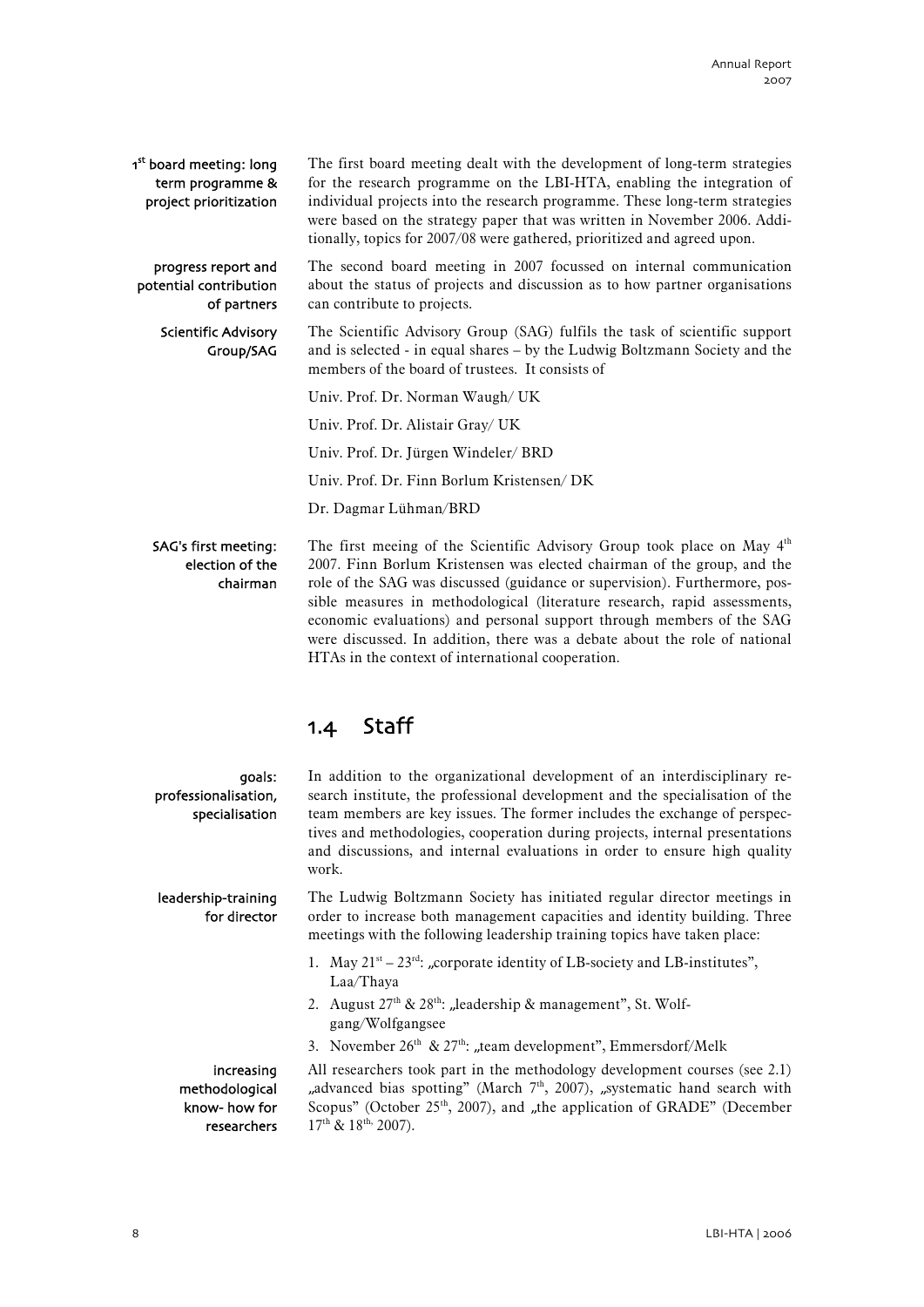1st board meeting: long term programme & project prioritization

The first board meeting dealt with the development of long-term strategies for the research programme on the LBI-HTA, enabling the integration of individual projects into the research programme. These long-term strategies were based on the strategy paper that was written in November 2006. Additionally, topics for 2007/08 were gathered, prioritized and agreed upon.

progress report and potential contribution of partners

The second board meeting in 2007 focussed on internal communication about the status of projects and discussion as to how partner organisations can contribute to projects.

Scientific Advisory Group/SAG

The Scientific Advisory Group (SAG) fulfils the task of scientific support and is selected - in equal shares – by the Ludwig Boltzmann Society and the members of the board of trustees. It consists of

Univ. Prof. Dr. Norman Waugh/ UK

Univ. Prof. Dr. Alistair Gray/ UK

Univ. Prof. Dr. Jürgen Windeler/ BRD

Univ. Prof. Dr. Finn Borlum Kristensen/ DK

Dr. Dagmar Lühman/BRD

SAG's first meeting: election of the chairman

The first meeing of the Scientific Advisory Group took place on May 4th 2007. Finn Borlum Kristensen was elected chairman of the group, and the role of the SAG was discussed (guidance or supervision). Furthermore, possible measures in methodological (literature research, rapid assessments, economic evaluations) and personal support through members of the SAG were discussed. In addition, there was a debate about the role of national HTAs in the context of international cooperation.

## 1.4 Staff

goals: professionalisation, specialisation

In addition to the organizational development of an interdisciplinary research institute, the professional development and the specialisation of the team members are key issues. The former includes the exchange of perspectives and methodologies, cooperation during projects, internal presentations and discussions, and internal evaluations in order to ensure high quality work.

leadership-training for director

The Ludwig Boltzmann Society has initiated regular director meetings in order to increase both management capacities and identity building. Three meetings with the following leadership training topics have taken place:

1. May 21st – 23rd: „corporate identity of LB-society and LB-institutes", Laa/Thaya
2. August 27th & 28th: „leadership & management", St. Wolfgang/Wolfgangsee
3. November 26th & 27th: „team development", Emmersdorf/Melk

increasing methodological know- how for researchers

All researchers took part in the methodology development courses (see 2.1) „advanced bias spotting" (March 7th, 2007), „systematic hand search with Scopus" (October 25th, 2007), and „the application of GRADE" (December 17th & 18th, 2007).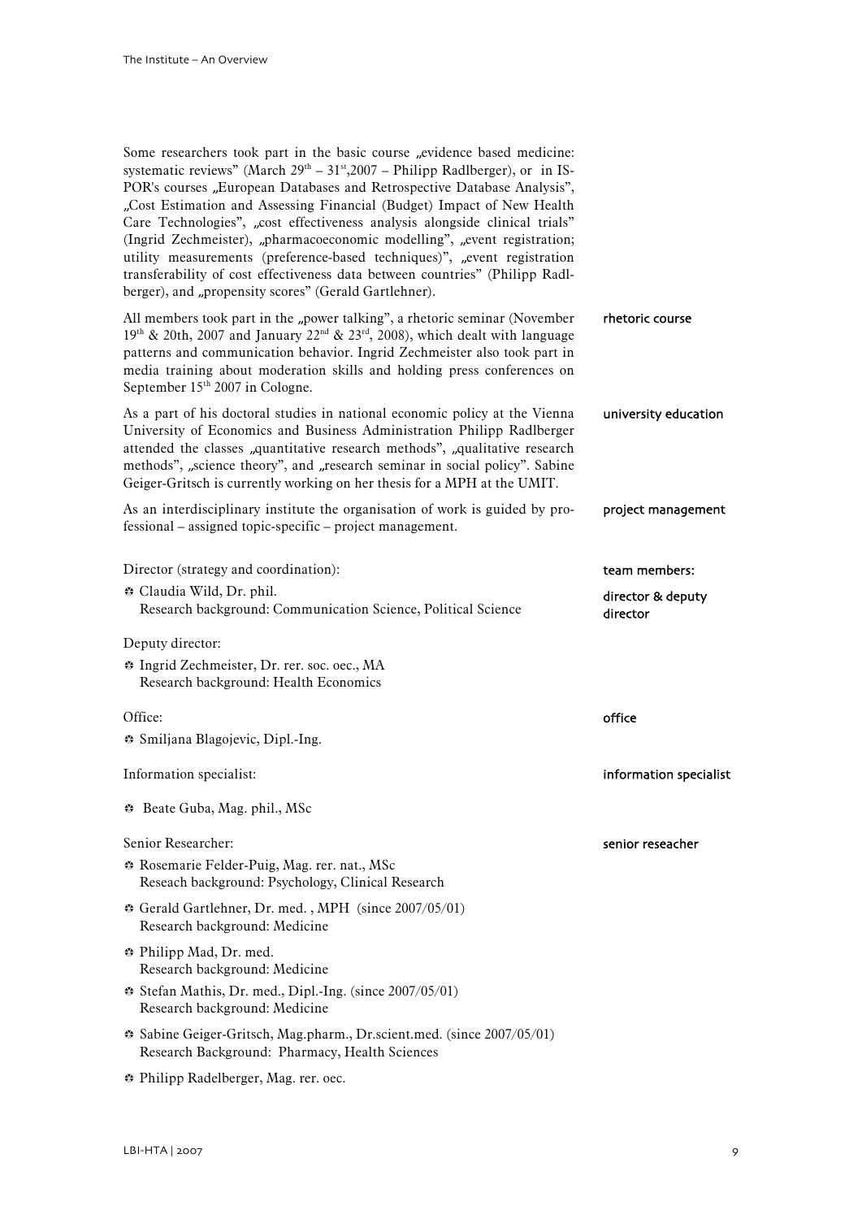Some researchers took part in the basic course „evidence based medicine: systematic reviews" (March 29th – 31st,2007 – Philipp Radlberger), or in ISPOR's courses „European Databases and Retrospective Database Analysis", „Cost Estimation and Assessing Financial (Budget) Impact of New Health Care Technologies", „cost effectiveness analysis alongside clinical trials" (Ingrid Zechmeister), „pharmacoeconomic modelling", „event registration; utility measurements (preference-based techniques)", „event registration transferability of cost effectiveness data between countries" (Philipp Radlberger), and „propensity scores" (Gerald Gartlehner).

**rhetoric course**

All members took part in the „power talking", a rhetoric seminar (November 19th & 20th, 2007 and January 22nd & 23rd, 2008), which dealt with language patterns and communication behavior. Ingrid Zechmeister also took part in media training about moderation skills and holding press conferences on September 15th 2007 in Cologne.

**university education**

As a part of his doctoral studies in national economic policy at the Vienna University of Economics and Business Administration Philipp Radlberger attended the classes „quantitative research methods", „qualitative research methods", „science theory", and „research seminar in social policy". Sabine Geiger-Gritsch is currently working on her thesis for a MPH at the UMIT.

**project management**

As an interdisciplinary institute the organisation of work is guided by professional – assigned topic-specific – project management.

**team members:**

**director & deputy director**

Director (strategy and coordination):

- Claudia Wild, Dr. phil.
  Research background: Communication Science, Political Science

Deputy director:

- Ingrid Zechmeister, Dr. rer. soc. oec., MA
  Research background: Health Economics

**office**

Office:

- Smiljana Blagojevic, Dipl.-Ing.

**information specialist**

Information specialist:

- Beate Guba, Mag. phil., MSc

**senior reseacher**

Senior Researcher:

- Rosemarie Felder-Puig, Mag. rer. nat., MSc
  Reseach background: Psychology, Clinical Research
- Gerald Gartlehner, Dr. med. , MPH (since 2007/05/01)
  Research background: Medicine
- Philipp Mad, Dr. med.
  Research background: Medicine
- Stefan Mathis, Dr. med., Dipl.-Ing. (since 2007/05/01)
  Research background: Medicine
- Sabine Geiger-Gritsch, Mag.pharm., Dr.scient.med. (since 2007/05/01)
  Research Background: Pharmacy, Health Sciences
- Philipp Radelberger, Mag. rer. oec.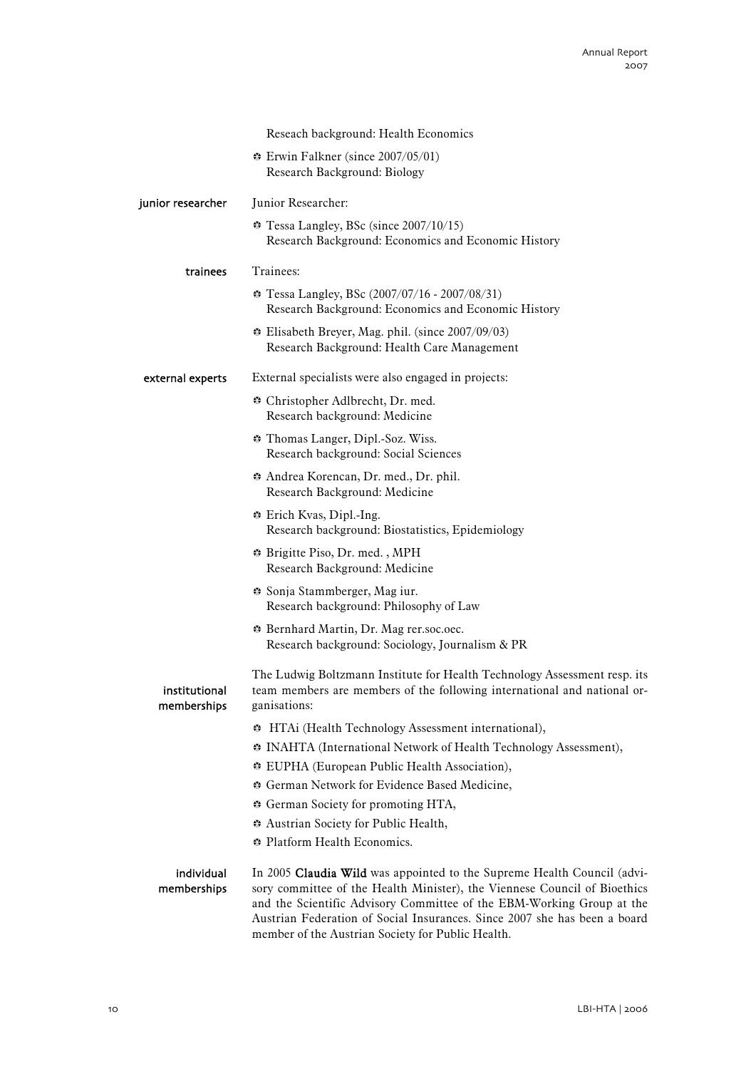Reseach background: Health Economics

- Erwin Falkner (since 2007/05/01)
  Research Background: Biology

junior researcher

Junior Researcher:

- Tessa Langley, BSc (since 2007/10/15)
  Research Background: Economics and Economic History

trainees

Trainees:

- Tessa Langley, BSc (2007/07/16 - 2007/08/31)
  Research Background: Economics and Economic History
- Elisabeth Breyer, Mag. phil. (since 2007/09/03)
  Research Background: Health Care Management

external experts

External specialists were also engaged in projects:

- Christopher Adlbrecht, Dr. med.
  Research background: Medicine
- Thomas Langer, Dipl.-Soz. Wiss.
  Research background: Social Sciences
- Andrea Korencan, Dr. med., Dr. phil.
  Research Background: Medicine
- Erich Kvas, Dipl.-Ing.
  Research background: Biostatistics, Epidemiology
- Brigitte Piso, Dr. med. , MPH
  Research Background: Medicine
- Sonja Stammberger, Mag iur.
  Research background: Philosophy of Law
- Bernhard Martin, Dr. Mag rer.soc.oec.
  Research background: Sociology, Journalism & PR

institutional memberships

The Ludwig Boltzmann Institute for Health Technology Assessment resp. its team members are members of the following international and national organisations:

- HTAi (Health Technology Assessment international),
- INAHTA (International Network of Health Technology Assessment),
- EUPHA (European Public Health Association),
- German Network for Evidence Based Medicine,
- German Society for promoting HTA,
- Austrian Society for Public Health,
- Platform Health Economics.

individual memberships

In 2005 **Claudia Wild** was appointed to the Supreme Health Council (advisory committee of the Health Minister), the Viennese Council of Bioethics and the Scientific Advisory Committee of the EBM-Working Group at the Austrian Federation of Social Insurances. Since 2007 she has been a board member of the Austrian Society for Public Health.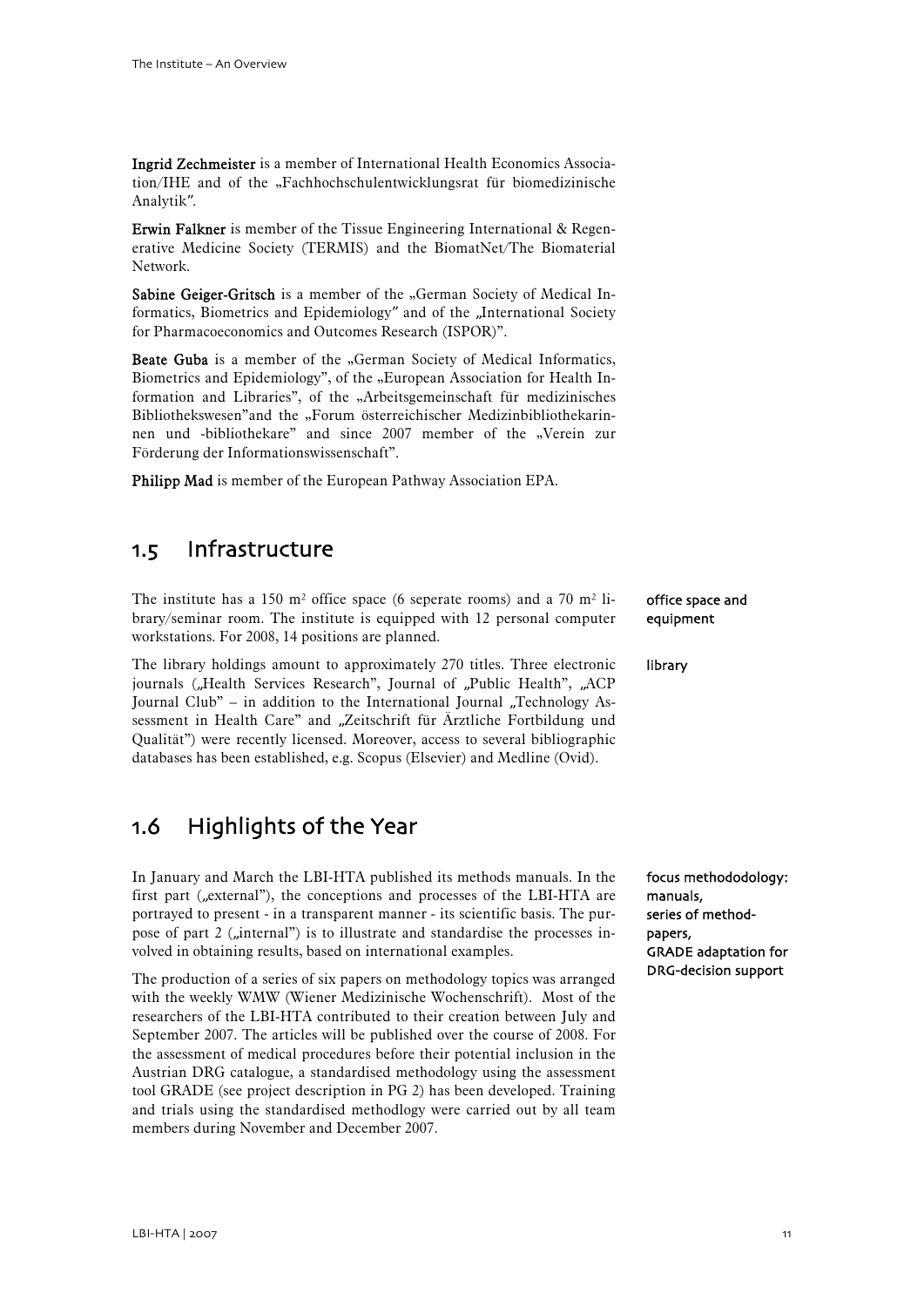**Ingrid Zechmeister** is a member of International Health Economics Association/IHE and of the „Fachhochschulentwicklungsrat für biomedizinische Analytik".

**Erwin Falkner** is member of the Tissue Engineering International & Regenerative Medicine Society (TERMIS) and the BiomatNet/The Biomaterial Network.

**Sabine Geiger-Gritsch** is a member of the „German Society of Medical Informatics, Biometrics and Epidemiology" and of the „International Society for Pharmacoeconomics and Outcomes Research (ISPOR)".

**Beate Guba** is a member of the „German Society of Medical Informatics, Biometrics and Epidemiology", of the „European Association for Health Information and Libraries", of the „Arbeitsgemeinschaft für medizinisches Bibliothekswesen"and the „Forum österreichischer Medizinbibliothekarinnen und -bibliothekare" and since 2007 member of the „Verein zur Förderung der Informationswissenschaft".

**Philipp Mad** is member of the European Pathway Association EPA.

## 1.5 Infrastructure

**office space and equipment**

The institute has a 150 m² office space (6 seperate rooms) and a 70 m² library/seminar room. The institute is equipped with 12 personal computer workstations. For 2008, 14 positions are planned.

**library**

The library holdings amount to approximately 270 titles. Three electronic journals („Health Services Research", Journal of „Public Health", „ACP Journal Club" – in addition to the International Journal „Technology Assessment in Health Care" and „Zeitschrift für Ärztliche Fortbildung und Qualität") were recently licensed. Moreover, access to several bibliographic databases has been established, e.g. Scopus (Elsevier) and Medline (Ovid).

## 1.6 Highlights of the Year

**focus methododology: manuals, series of method-papers, GRADE adaptation for DRG-decision support**

In January and March the LBI-HTA published its methods manuals. In the first part („external"), the conceptions and processes of the LBI-HTA are portrayed to present - in a transparent manner - its scientific basis. The purpose of part 2 („internal") is to illustrate and standardise the processes involved in obtaining results, based on international examples.

The production of a series of six papers on methodology topics was arranged with the weekly WMW (Wiener Medizinische Wochenschrift). Most of the researchers of the LBI-HTA contributed to their creation between July and September 2007. The articles will be published over the course of 2008. For the assessment of medical procedures before their potential inclusion in the Austrian DRG catalogue, a standardised methodology using the assessment tool GRADE (see project description in PG 2) has been developed. Training and trials using the standardised methodlogy were carried out by all team members during November and December 2007.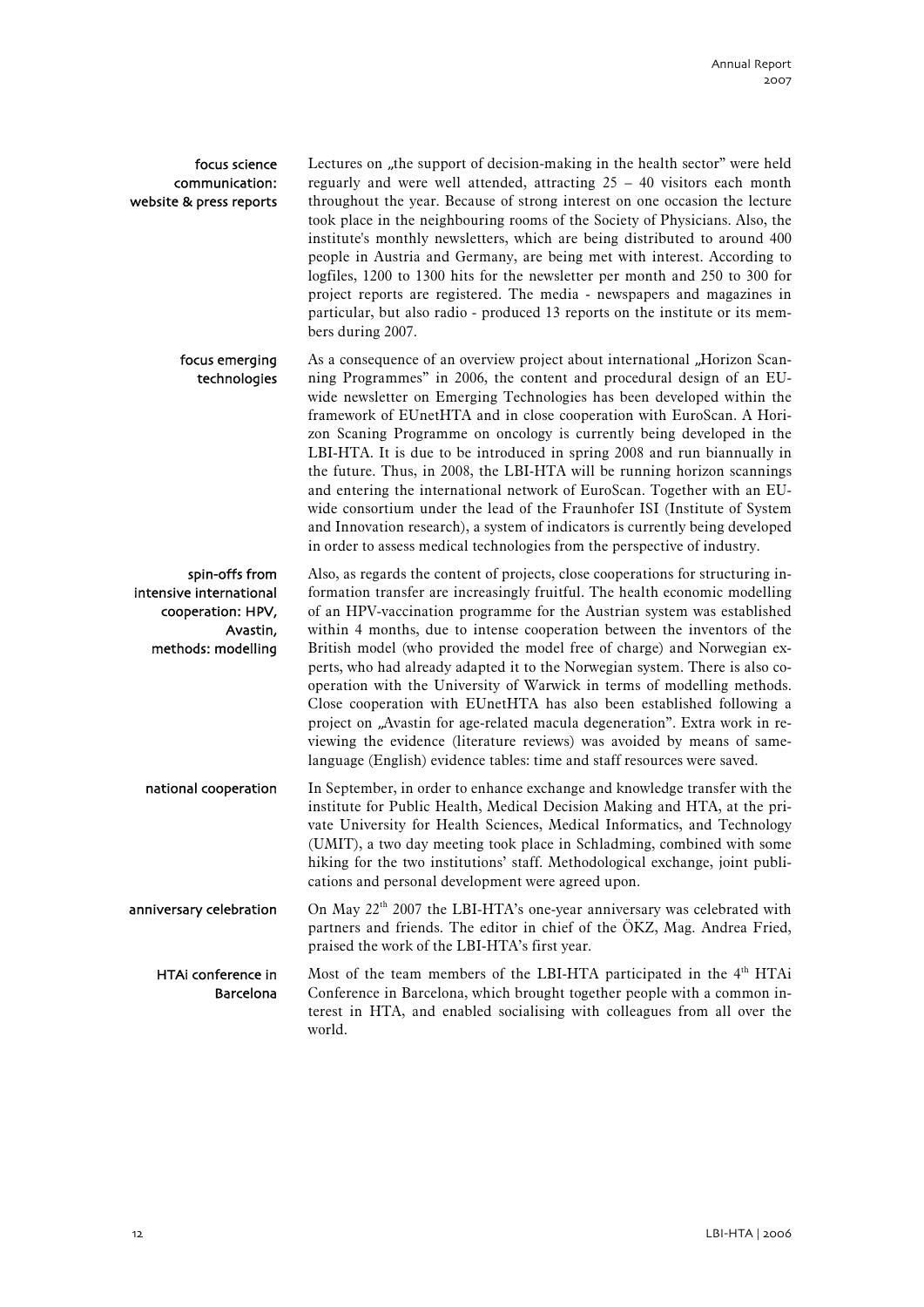**focus science communication: website & press reports**

Lectures on „the support of decision-making in the health sector" were held reguarly and were well attended, attracting 25 – 40 visitors each month throughout the year. Because of strong interest on one occasion the lecture took place in the neighbouring rooms of the Society of Physicians. Also, the institute's monthly newsletters, which are being distributed to around 400 people in Austria and Germany, are being met with interest. According to logfiles, 1200 to 1300 hits for the newsletter per month and 250 to 300 for project reports are registered. The media - newspapers and magazines in particular, but also radio - produced 13 reports on the institute or its members during 2007.

**focus emerging technologies**

As a consequence of an overview project about international „Horizon Scanning Programmes" in 2006, the content and procedural design of an EU-wide newsletter on Emerging Technologies has been developed within the framework of EUnetHTA and in close cooperation with EuroScan. A Horizon Scaning Programme on oncology is currently being developed in the LBI-HTA. It is due to be introduced in spring 2008 and run biannually in the future. Thus, in 2008, the LBI-HTA will be running horizon scannings and entering the international network of EuroScan. Together with an EU-wide consortium under the lead of the Fraunhofer ISI (Institute of System and Innovation research), a system of indicators is currently being developed in order to assess medical technologies from the perspective of industry.

**spin-offs from intensive international cooperation: HPV, Avastin, methods: modelling**

Also, as regards the content of projects, close cooperations for structuring information transfer are increasingly fruitful. The health economic modelling of an HPV-vaccination programme for the Austrian system was established within 4 months, due to intense cooperation between the inventors of the British model (who provided the model free of charge) and Norwegian experts, who had already adapted it to the Norwegian system. There is also cooperation with the University of Warwick in terms of modelling methods. Close cooperation with EUnetHTA has also been established following a project on „Avastin for age-related macula degeneration". Extra work in reviewing the evidence (literature reviews) was avoided by means of same-language (English) evidence tables: time and staff resources were saved.

**national cooperation**

In September, in order to enhance exchange and knowledge transfer with the institute for Public Health, Medical Decision Making and HTA, at the private University for Health Sciences, Medical Informatics, and Technology (UMIT), a two day meeting took place in Schladming, combined with some hiking for the two institutions' staff. Methodological exchange, joint publications and personal development were agreed upon.

**anniversary celebration**

On May 22th 2007 the LBI-HTA's one-year anniversary was celebrated with partners and friends. The editor in chief of the ÖKZ, Mag. Andrea Fried, praised the work of the LBI-HTA's first year.

**HTAi conference in Barcelona**

Most of the team members of the LBI-HTA participated in the 4th HTAi Conference in Barcelona, which brought together people with a common interest in HTA, and enabled socialising with colleagues from all over the world.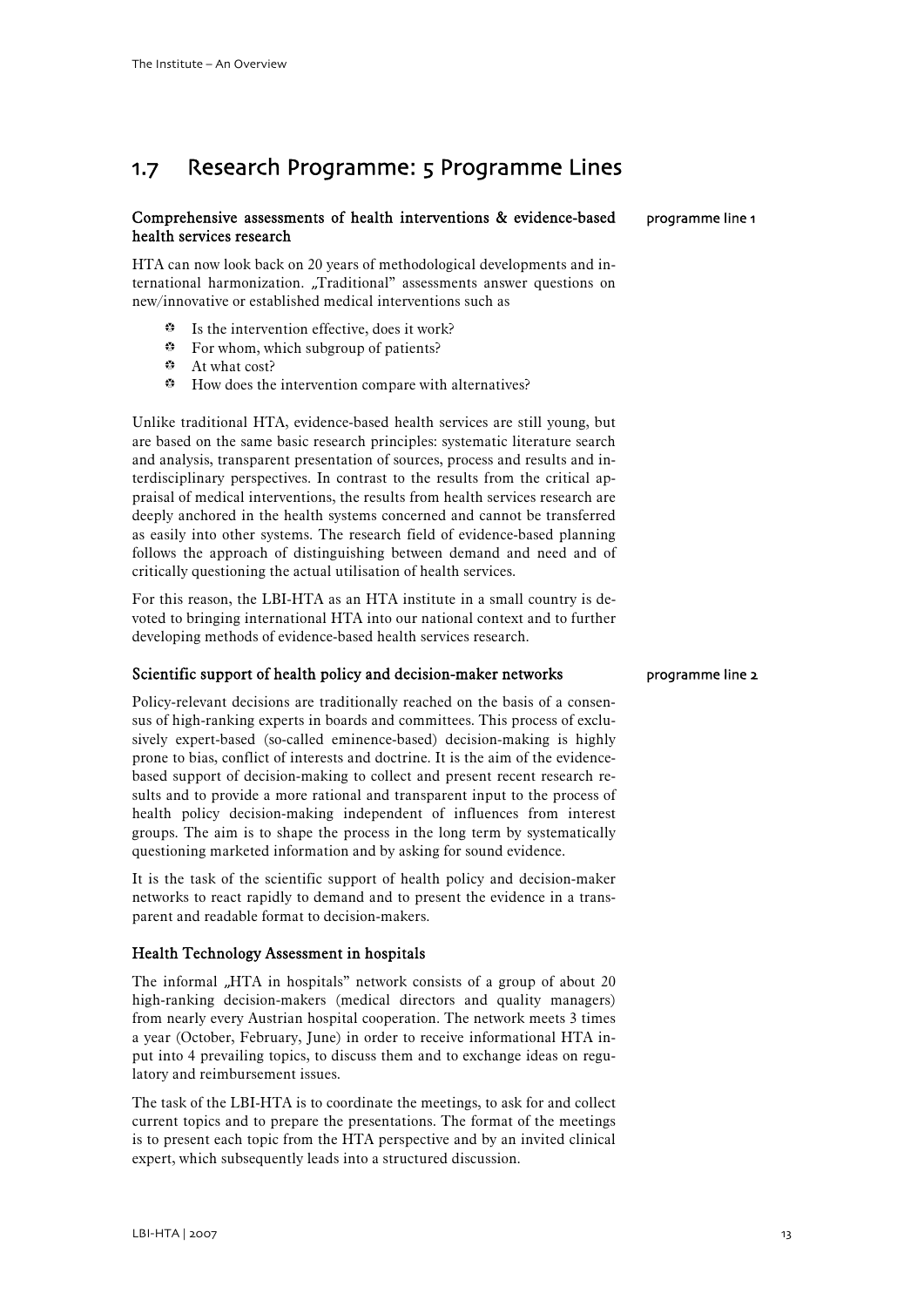## 1.7 Research Programme: 5 Programme Lines

### Comprehensive assessments of health interventions & evidence-based health services research

programme line 1

HTA can now look back on 20 years of methodological developments and international harmonization. „Traditional" assessments answer questions on new/innovative or established medical interventions such as

- Is the intervention effective, does it work?
- For whom, which subgroup of patients?
- At what cost?
- How does the intervention compare with alternatives?

Unlike traditional HTA, evidence-based health services are still young, but are based on the same basic research principles: systematic literature search and analysis, transparent presentation of sources, process and results and interdisciplinary perspectives. In contrast to the results from the critical appraisal of medical interventions, the results from health services research are deeply anchored in the health systems concerned and cannot be transferred as easily into other systems. The research field of evidence-based planning follows the approach of distinguishing between demand and need and of critically questioning the actual utilisation of health services.

For this reason, the LBI-HTA as an HTA institute in a small country is devoted to bringing international HTA into our national context and to further developing methods of evidence-based health services research.

### Scientific support of health policy and decision-maker networks

programme line 2

Policy-relevant decisions are traditionally reached on the basis of a consensus of high-ranking experts in boards and committees. This process of exclusively expert-based (so-called eminence-based) decision-making is highly prone to bias, conflict of interests and doctrine. It is the aim of the evidence-based support of decision-making to collect and present recent research results and to provide a more rational and transparent input to the process of health policy decision-making independent of influences from interest groups. The aim is to shape the process in the long term by systematically questioning marketed information and by asking for sound evidence.

It is the task of the scientific support of health policy and decision-maker networks to react rapidly to demand and to present the evidence in a transparent and readable format to decision-makers.

### Health Technology Assessment in hospitals

The informal „HTA in hospitals" network consists of a group of about 20 high-ranking decision-makers (medical directors and quality managers) from nearly every Austrian hospital cooperation. The network meets 3 times a year (October, February, June) in order to receive informational HTA input into 4 prevailing topics, to discuss them and to exchange ideas on regulatory and reimbursement issues.

The task of the LBI-HTA is to coordinate the meetings, to ask for and collect current topics and to prepare the presentations. The format of the meetings is to present each topic from the HTA perspective and by an invited clinical expert, which subsequently leads into a structured discussion.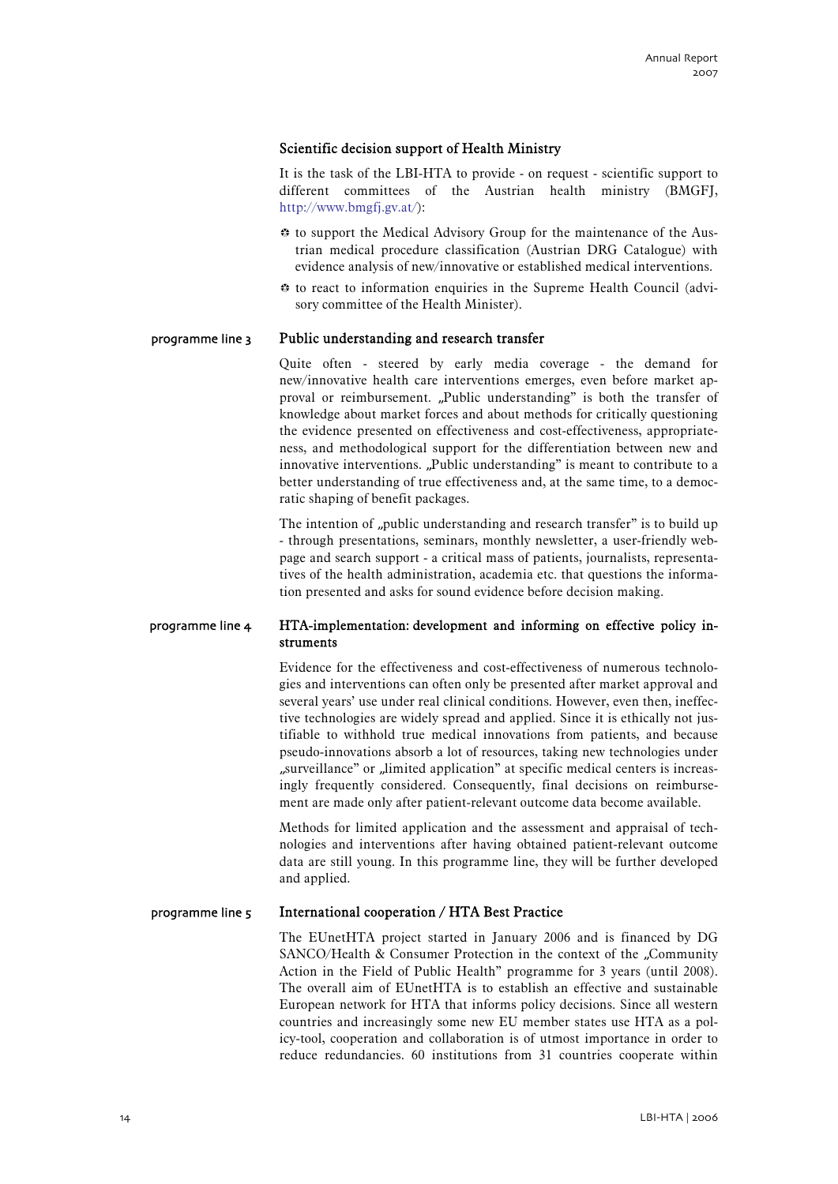### Scientific decision support of Health Ministry

It is the task of the LBI-HTA to provide - on request - scientific support to different committees of the Austrian health ministry (BMGFJ, http://www.bmgfj.gv.at/):

- to support the Medical Advisory Group for the maintenance of the Austrian medical procedure classification (Austrian DRG Catalogue) with evidence analysis of new/innovative or established medical interventions.
- to react to information enquiries in the Supreme Health Council (advisory committee of the Health Minister).

programme line 3

### Public understanding and research transfer

Quite often - steered by early media coverage - the demand for new/innovative health care interventions emerges, even before market approval or reimbursement. „Public understanding" is both the transfer of knowledge about market forces and about methods for critically questioning the evidence presented on effectiveness and cost-effectiveness, appropriateness, and methodological support for the differentiation between new and innovative interventions. „Public understanding" is meant to contribute to a better understanding of true effectiveness and, at the same time, to a democratic shaping of benefit packages.

The intention of „public understanding and research transfer" is to build up - through presentations, seminars, monthly newsletter, a user-friendly webpage and search support - a critical mass of patients, journalists, representatives of the health administration, academia etc. that questions the information presented and asks for sound evidence before decision making.

programme line 4

### HTA-implementation: development and informing on effective policy instruments

Evidence for the effectiveness and cost-effectiveness of numerous technologies and interventions can often only be presented after market approval and several years' use under real clinical conditions. However, even then, ineffective technologies are widely spread and applied. Since it is ethically not justifiable to withhold true medical innovations from patients, and because pseudo-innovations absorb a lot of resources, taking new technologies under „surveillance" or „limited application" at specific medical centers is increasingly frequently considered. Consequently, final decisions on reimbursement are made only after patient-relevant outcome data become available.

Methods for limited application and the assessment and appraisal of technologies and interventions after having obtained patient-relevant outcome data are still young. In this programme line, they will be further developed and applied.

programme line 5

### International cooperation / HTA Best Practice

The EUnetHTA project started in January 2006 and is financed by DG SANCO/Health & Consumer Protection in the context of the „Community Action in the Field of Public Health" programme for 3 years (until 2008). The overall aim of EUnetHTA is to establish an effective and sustainable European network for HTA that informs policy decisions. Since all western countries and increasingly some new EU member states use HTA as a policy-tool, cooperation and collaboration is of utmost importance in order to reduce redundancies. 60 institutions from 31 countries cooperate within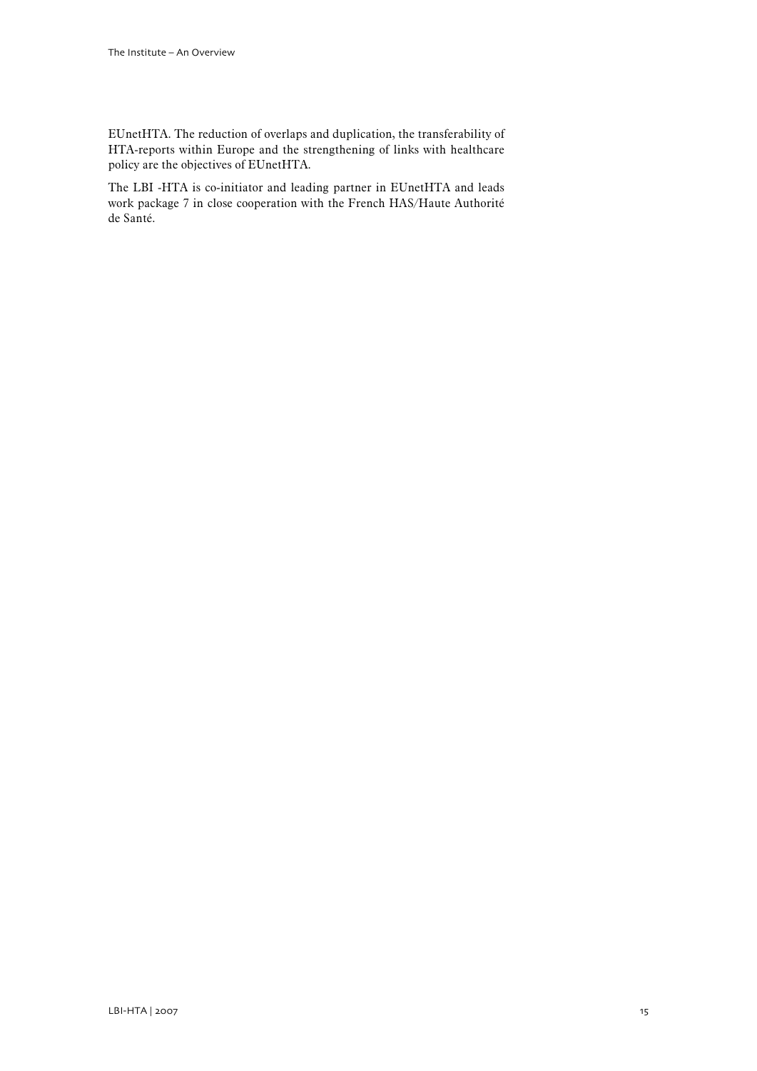EUnetHTA. The reduction of overlaps and duplication, the transferability of HTA-reports within Europe and the strengthening of links with healthcare policy are the objectives of EUnetHTA.

The LBI -HTA is co-initiator and leading partner in EUnetHTA and leads work package 7 in close cooperation with the French HAS/Haute Authorité de Santé.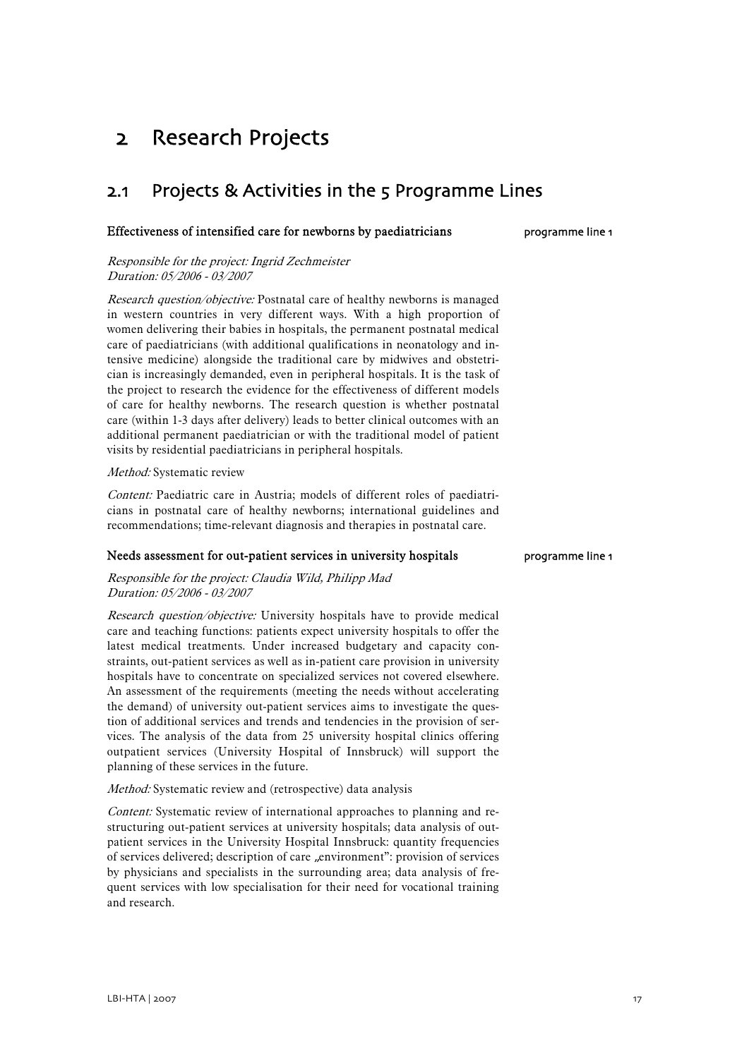# 2 Research Projects

## 2.1 Projects & Activities in the 5 Programme Lines

### Effectiveness of intensified care for newborns by paediatricians

programme line 1

*Responsible for the project: Ingrid Zechmeister*
*Duration: 05/2006 - 03/2007*

*Research question/objective:* Postnatal care of healthy newborns is managed in western countries in very different ways. With a high proportion of women delivering their babies in hospitals, the permanent postnatal medical care of paediatricians (with additional qualifications in neonatology and intensive medicine) alongside the traditional care by midwives and obstetrician is increasingly demanded, even in peripheral hospitals. It is the task of the project to research the evidence for the effectiveness of different models of care for healthy newborns. The research question is whether postnatal care (within 1-3 days after delivery) leads to better clinical outcomes with an additional permanent paediatrician or with the traditional model of patient visits by residential paediatricians in peripheral hospitals.

*Method:* Systematic review

*Content:* Paediatric care in Austria; models of different roles of paediatricians in postnatal care of healthy newborns; international guidelines and recommendations; time-relevant diagnosis and therapies in postnatal care.

### Needs assessment for out-patient services in university hospitals

programme line 1

*Responsible for the project: Claudia Wild, Philipp Mad*
*Duration: 05/2006 - 03/2007*

*Research question/objective:* University hospitals have to provide medical care and teaching functions: patients expect university hospitals to offer the latest medical treatments. Under increased budgetary and capacity constraints, out-patient services as well as in-patient care provision in university hospitals have to concentrate on specialized services not covered elsewhere. An assessment of the requirements (meeting the needs without accelerating the demand) of university out-patient services aims to investigate the question of additional services and trends and tendencies in the provision of services. The analysis of the data from 25 university hospital clinics offering outpatient services (University Hospital of Innsbruck) will support the planning of these services in the future.

*Method:* Systematic review and (retrospective) data analysis

*Content:* Systematic review of international approaches to planning and restructuring out-patient services at university hospitals; data analysis of out-patient services in the University Hospital Innsbruck: quantity frequencies of services delivered; description of care „environment": provision of services by physicians and specialists in the surrounding area; data analysis of frequent services with low specialisation for their need for vocational training and research.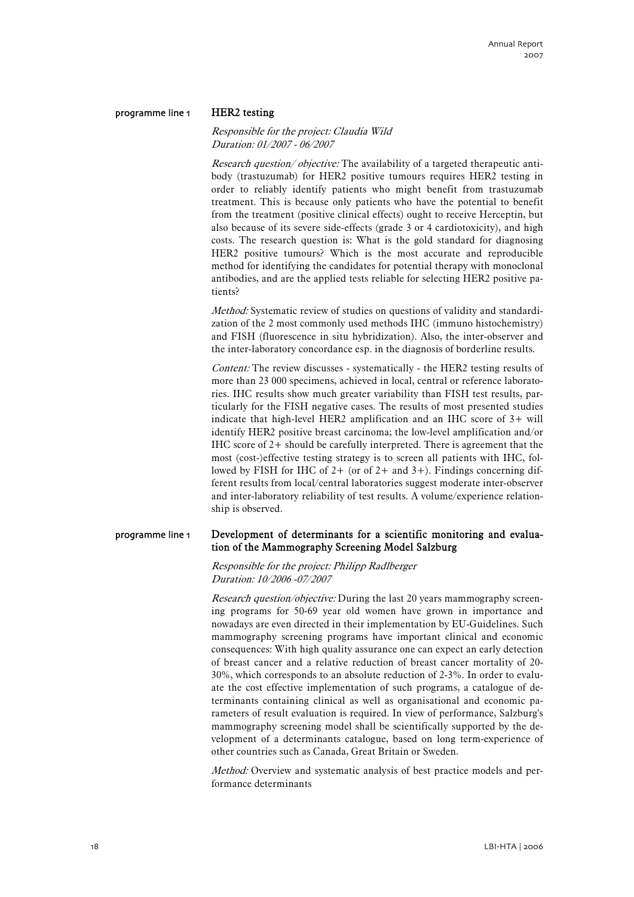programme line 1

## HER2 testing

*Responsible for the project: Claudia Wild*
*Duration: 01/2007 - 06/2007*

*Research question/ objective:* The availability of a targeted therapeutic antibody (trastuzumab) for HER2 positive tumours requires HER2 testing in order to reliably identify patients who might benefit from trastuzumab treatment. This is because only patients who have the potential to benefit from the treatment (positive clinical effects) ought to receive Herceptin, but also because of its severe side-effects (grade 3 or 4 cardiotoxicity), and high costs. The research question is: What is the gold standard for diagnosing HER2 positive tumours? Which is the most accurate and reproducible method for identifying the candidates for potential therapy with monoclonal antibodies, and are the applied tests reliable for selecting HER2 positive patients?

*Method:* Systematic review of studies on questions of validity and standardization of the 2 most commonly used methods IHC (immuno histochemistry) and FISH (fluorescence in situ hybridization). Also, the inter-observer and the inter-laboratory concordance esp. in the diagnosis of borderline results.

*Content:* The review discusses - systematically - the HER2 testing results of more than 23 000 specimens, achieved in local, central or reference laboratories. IHC results show much greater variability than FISH test results, particularly for the FISH negative cases. The results of most presented studies indicate that high-level HER2 amplification and an IHC score of 3+ will identify HER2 positive breast carcinoma; the low-level amplification and/or IHC score of 2+ should be carefully interpreted. There is agreement that the most (cost-)effective testing strategy is to screen all patients with IHC, followed by FISH for IHC of 2+ (or of 2+ and 3+). Findings concerning different results from local/central laboratories suggest moderate inter-observer and inter-laboratory reliability of test results. A volume/experience relationship is observed.

programme line 1

## Development of determinants for a scientific monitoring and evaluation of the Mammography Screening Model Salzburg

*Responsible for the project: Philipp Radlberger*
*Duration: 10/2006 -07/2007*

*Research question/objective:* During the last 20 years mammography screening programs for 50-69 year old women have grown in importance and nowadays are even directed in their implementation by EU-Guidelines. Such mammography screening programs have important clinical and economic consequences: With high quality assurance one can expect an early detection of breast cancer and a relative reduction of breast cancer mortality of 20-30%, which corresponds to an absolute reduction of 2-3%. In order to evaluate the cost effective implementation of such programs, a catalogue of determinants containing clinical as well as organisational and economic parameters of result evaluation is required. In view of performance, Salzburg's mammography screening model shall be scientifically supported by the development of a determinants catalogue, based on long term-experience of other countries such as Canada, Great Britain or Sweden.

*Method:* Overview and systematic analysis of best practice models and performance determinants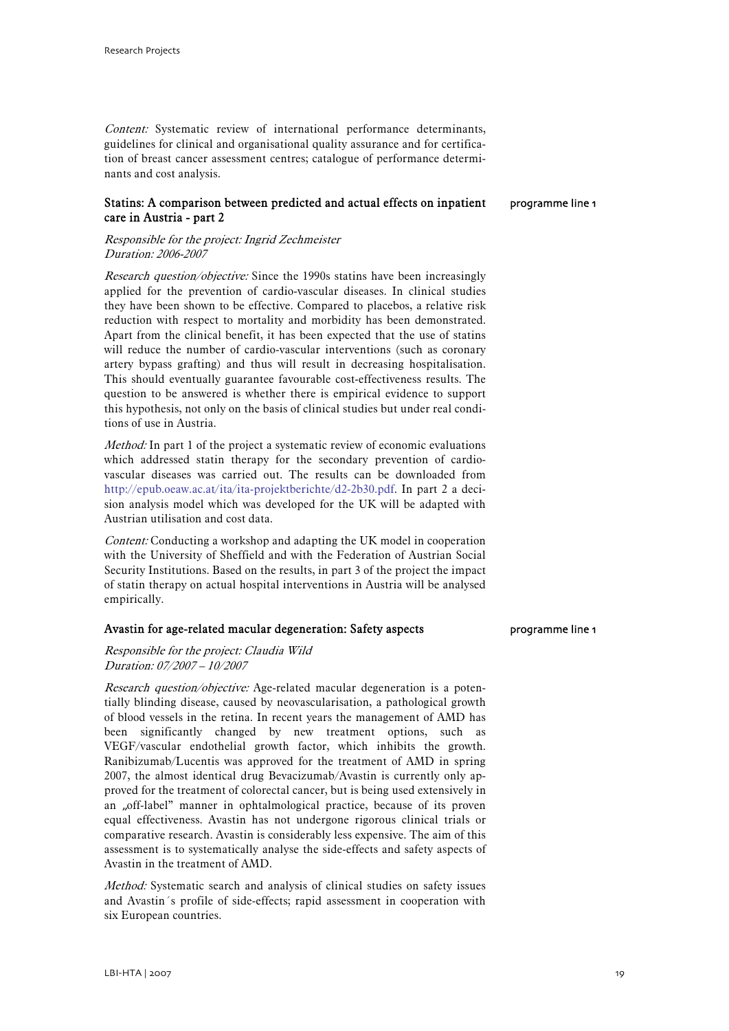*Content:* Systematic review of international performance determinants, guidelines for clinical and organisational quality assurance and for certification of breast cancer assessment centres; catalogue of performance determinants and cost analysis.

### Statins: A comparison between predicted and actual effects on inpatient care in Austria - part 2

programme line 1

*Responsible for the project: Ingrid Zechmeister*
*Duration: 2006-2007*

*Research question/objective:* Since the 1990s statins have been increasingly applied for the prevention of cardio-vascular diseases. In clinical studies they have been shown to be effective. Compared to placebos, a relative risk reduction with respect to mortality and morbidity has been demonstrated. Apart from the clinical benefit, it has been expected that the use of statins will reduce the number of cardio-vascular interventions (such as coronary artery bypass grafting) and thus will result in decreasing hospitalisation. This should eventually guarantee favourable cost-effectiveness results. The question to be answered is whether there is empirical evidence to support this hypothesis, not only on the basis of clinical studies but under real conditions of use in Austria.

*Method:* In part 1 of the project a systematic review of economic evaluations which addressed statin therapy for the secondary prevention of cardio-vascular diseases was carried out. The results can be downloaded from http://epub.oeaw.ac.at/ita/ita-projektberichte/d2-2b30.pdf. In part 2 a decision analysis model which was developed for the UK will be adapted with Austrian utilisation and cost data.

*Content:* Conducting a workshop and adapting the UK model in cooperation with the University of Sheffield and with the Federation of Austrian Social Security Institutions. Based on the results, in part 3 of the project the impact of statin therapy on actual hospital interventions in Austria will be analysed empirically.

### Avastin for age-related macular degeneration: Safety aspects

programme line 1

*Responsible for the project: Claudia Wild*
*Duration: 07/2007 – 10/2007*

*Research question/objective:* Age-related macular degeneration is a potentially blinding disease, caused by neovascularisation, a pathological growth of blood vessels in the retina. In recent years the management of AMD has been significantly changed by new treatment options, such as VEGF/vascular endothelial growth factor, which inhibits the growth. Ranibizumab/Lucentis was approved for the treatment of AMD in spring 2007, the almost identical drug Bevacizumab/Avastin is currently only approved for the treatment of colorectal cancer, but is being used extensively in an „off-label" manner in ophtalmological practice, because of its proven equal effectiveness. Avastin has not undergone rigorous clinical trials or comparative research. Avastin is considerably less expensive. The aim of this assessment is to systematically analyse the side-effects and safety aspects of Avastin in the treatment of AMD.

*Method:* Systematic search and analysis of clinical studies on safety issues and Avastin´s profile of side-effects; rapid assessment in cooperation with six European countries.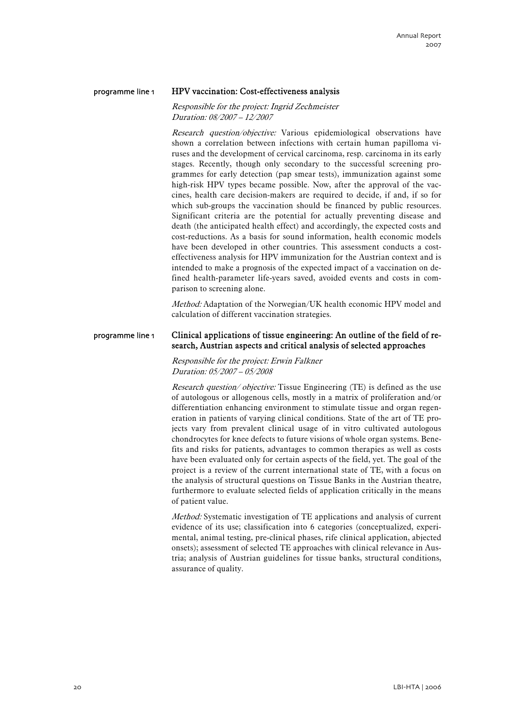programme line 1

## HPV vaccination: Cost-effectiveness analysis

*Responsible for the project: Ingrid Zechmeister*
*Duration: 08/2007 – 12/2007*

*Research question/objective:* Various epidemiological observations have shown a correlation between infections with certain human papilloma viruses and the development of cervical carcinoma, resp. carcinoma in its early stages. Recently, though only secondary to the successful screening programmes for early detection (pap smear tests), immunization against some high-risk HPV types became possible. Now, after the approval of the vaccines, health care decision-makers are required to decide, if and, if so for which sub-groups the vaccination should be financed by public resources. Significant criteria are the potential for actually preventing disease and death (the anticipated health effect) and accordingly, the expected costs and cost-reductions. As a basis for sound information, health economic models have been developed in other countries. This assessment conducts a cost-effectiveness analysis for HPV immunization for the Austrian context and is intended to make a prognosis of the expected impact of a vaccination on defined health-parameter life-years saved, avoided events and costs in comparison to screening alone.

*Method:* Adaptation of the Norwegian/UK health economic HPV model and calculation of different vaccination strategies.

programme line 1

## Clinical applications of tissue engineering: An outline of the field of research, Austrian aspects and critical analysis of selected approaches

*Responsible for the project: Erwin Falkner*
*Duration: 05/2007 – 05/2008*

*Research question/ objective:* Tissue Engineering (TE) is defined as the use of autologous or allogenous cells, mostly in a matrix of proliferation and/or differentiation enhancing environment to stimulate tissue and organ regeneration in patients of varying clinical conditions. State of the art of TE projects vary from prevalent clinical usage of in vitro cultivated autologous chondrocytes for knee defects to future visions of whole organ systems. Benefits and risks for patients, advantages to common therapies as well as costs have been evaluated only for certain aspects of the field, yet. The goal of the project is a review of the current international state of TE, with a focus on the analysis of structural questions on Tissue Banks in the Austrian theatre, furthermore to evaluate selected fields of application critically in the means of patient value.

*Method:* Systematic investigation of TE applications and analysis of current evidence of its use; classification into 6 categories (conceptualized, experimental, animal testing, pre-clinical phases, rife clinical application, abjected onsets); assessment of selected TE approaches with clinical relevance in Austria; analysis of Austrian guidelines for tissue banks, structural conditions, assurance of quality.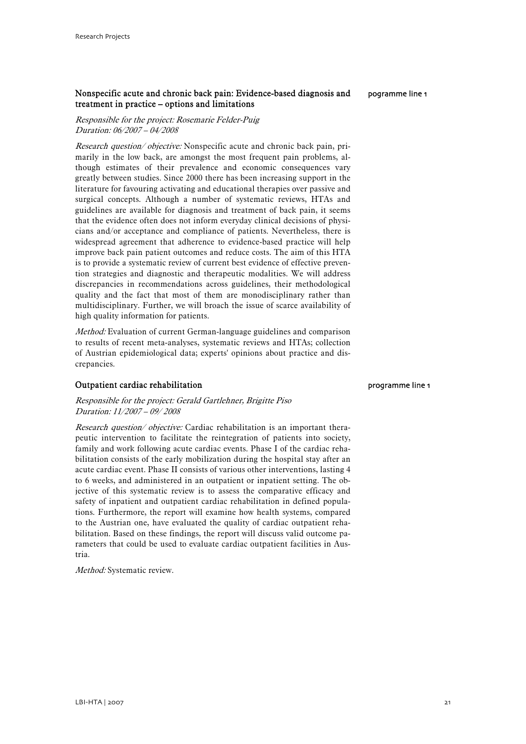## Nonspecific acute and chronic back pain: Evidence-based diagnosis and treatment in practice – options and limitations

pogramme line 1

*Responsible for the project: Rosemarie Felder-Puig*
*Duration: 06/2007 – 04/2008*

*Research question/ objective:* Nonspecific acute and chronic back pain, primarily in the low back, are amongst the most frequent pain problems, although estimates of their prevalence and economic consequences vary greatly between studies. Since 2000 there has been increasing support in the literature for favouring activating and educational therapies over passive and surgical concepts. Although a number of systematic reviews, HTAs and guidelines are available for diagnosis and treatment of back pain, it seems that the evidence often does not inform everyday clinical decisions of physicians and/or acceptance and compliance of patients. Nevertheless, there is widespread agreement that adherence to evidence-based practice will help improve back pain patient outcomes and reduce costs. The aim of this HTA is to provide a systematic review of current best evidence of effective prevention strategies and diagnostic and therapeutic modalities. We will address discrepancies in recommendations across guidelines, their methodological quality and the fact that most of them are monodisciplinary rather than multidisciplinary. Further, we will broach the issue of scarce availability of high quality information for patients.

*Method:* Evaluation of current German-language guidelines and comparison to results of recent meta-analyses, systematic reviews and HTAs; collection of Austrian epidemiological data; experts' opinions about practice and discrepancies.

## Outpatient cardiac rehabilitation

programme line 1

*Responsible for the project: Gerald Gartlehner, Brigitte Piso*
*Duration: 11/2007 – 09/ 2008*

*Research question/ objective:* Cardiac rehabilitation is an important therapeutic intervention to facilitate the reintegration of patients into society, family and work following acute cardiac events. Phase I of the cardiac rehabilitation consists of the early mobilization during the hospital stay after an acute cardiac event. Phase II consists of various other interventions, lasting 4 to 6 weeks, and administered in an outpatient or inpatient setting. The objective of this systematic review is to assess the comparative efficacy and safety of inpatient and outpatient cardiac rehabilitation in defined populations. Furthermore, the report will examine how health systems, compared to the Austrian one, have evaluated the quality of cardiac outpatient rehabilitation. Based on these findings, the report will discuss valid outcome parameters that could be used to evaluate cardiac outpatient facilities in Austria.

*Method:* Systematic review.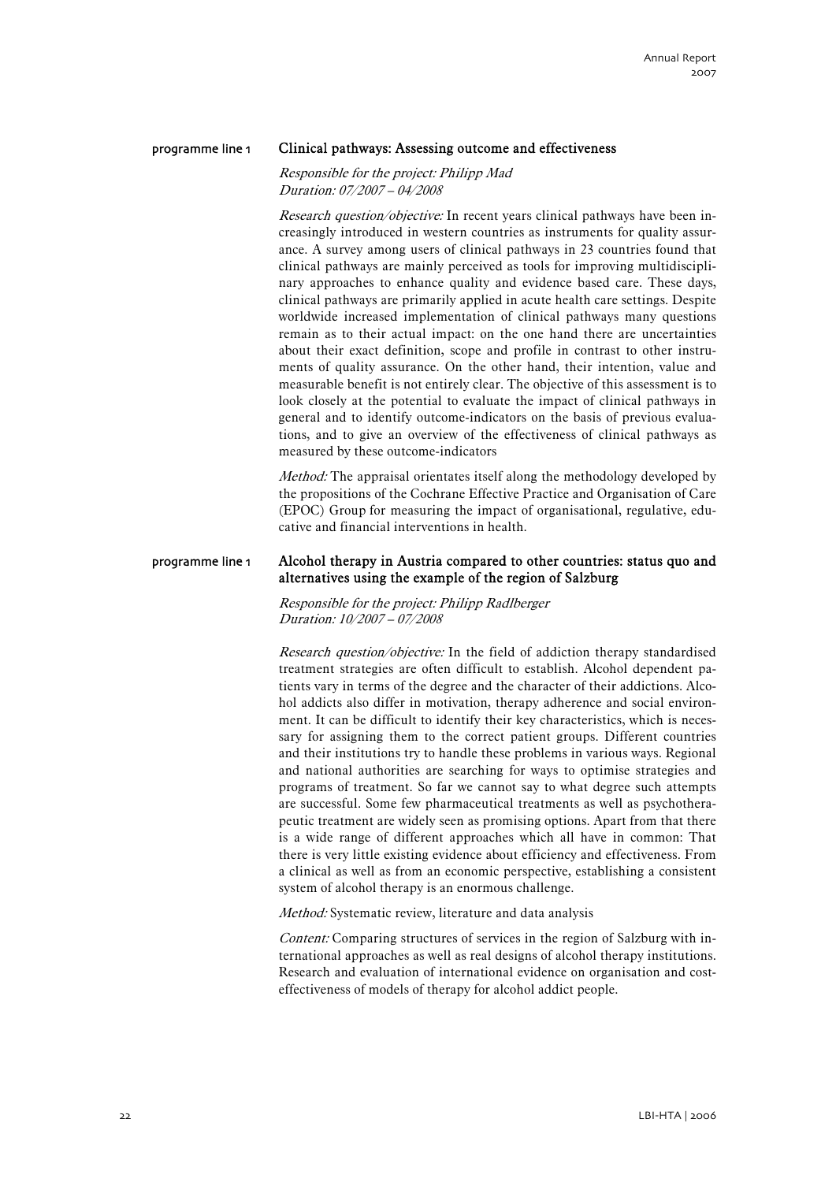programme line 1

## Clinical pathways: Assessing outcome and effectiveness

*Responsible for the project: Philipp Mad*
*Duration: 07/2007 – 04/2008*

*Research question/objective:* In recent years clinical pathways have been increasingly introduced in western countries as instruments for quality assurance. A survey among users of clinical pathways in 23 countries found that clinical pathways are mainly perceived as tools for improving multidisciplinary approaches to enhance quality and evidence based care. These days, clinical pathways are primarily applied in acute health care settings. Despite worldwide increased implementation of clinical pathways many questions remain as to their actual impact: on the one hand there are uncertainties about their exact definition, scope and profile in contrast to other instruments of quality assurance. On the other hand, their intention, value and measurable benefit is not entirely clear. The objective of this assessment is to look closely at the potential to evaluate the impact of clinical pathways in general and to identify outcome-indicators on the basis of previous evaluations, and to give an overview of the effectiveness of clinical pathways as measured by these outcome-indicators

*Method:* The appraisal orientates itself along the methodology developed by the propositions of the Cochrane Effective Practice and Organisation of Care (EPOC) Group for measuring the impact of organisational, regulative, educative and financial interventions in health.

programme line 1

## Alcohol therapy in Austria compared to other countries: status quo and alternatives using the example of the region of Salzburg

*Responsible for the project: Philipp Radlberger*
*Duration: 10/2007 – 07/2008*

*Research question/objective:* In the field of addiction therapy standardised treatment strategies are often difficult to establish. Alcohol dependent patients vary in terms of the degree and the character of their addictions. Alcohol addicts also differ in motivation, therapy adherence and social environment. It can be difficult to identify their key characteristics, which is necessary for assigning them to the correct patient groups. Different countries and their institutions try to handle these problems in various ways. Regional and national authorities are searching for ways to optimise strategies and programs of treatment. So far we cannot say to what degree such attempts are successful. Some few pharmaceutical treatments as well as psychotherapeutic treatment are widely seen as promising options. Apart from that there is a wide range of different approaches which all have in common: That there is very little existing evidence about efficiency and effectiveness. From a clinical as well as from an economic perspective, establishing a consistent system of alcohol therapy is an enormous challenge.

*Method:* Systematic review, literature and data analysis

*Content:* Comparing structures of services in the region of Salzburg with international approaches as well as real designs of alcohol therapy institutions. Research and evaluation of international evidence on organisation and cost-effectiveness of models of therapy for alcohol addict people.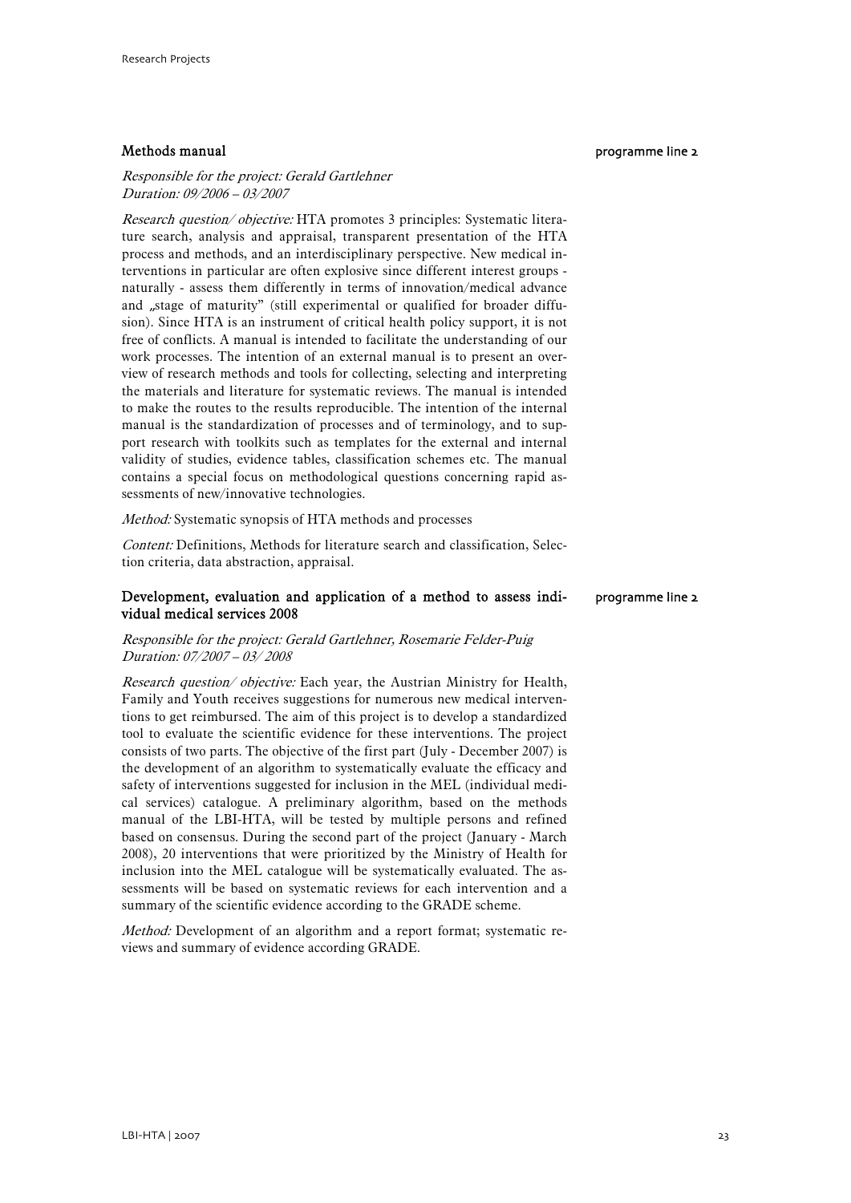## Methods manual

programme line 2

*Responsible for the project: Gerald Gartlehner*
*Duration: 09/2006 – 03/2007*

*Research question/ objective:* HTA promotes 3 principles: Systematic literature search, analysis and appraisal, transparent presentation of the HTA process and methods, and an interdisciplinary perspective. New medical interventions in particular are often explosive since different interest groups - naturally - assess them differently in terms of innovation/medical advance and „stage of maturity" (still experimental or qualified for broader diffusion). Since HTA is an instrument of critical health policy support, it is not free of conflicts. A manual is intended to facilitate the understanding of our work processes. The intention of an external manual is to present an overview of research methods and tools for collecting, selecting and interpreting the materials and literature for systematic reviews. The manual is intended to make the routes to the results reproducible. The intention of the internal manual is the standardization of processes and of terminology, and to support research with toolkits such as templates for the external and internal validity of studies, evidence tables, classification schemes etc. The manual contains a special focus on methodological questions concerning rapid assessments of new/innovative technologies.

*Method:* Systematic synopsis of HTA methods and processes

*Content:* Definitions, Methods for literature search and classification, Selection criteria, data abstraction, appraisal.

## Development, evaluation and application of a method to assess individual medical services 2008

programme line 2

*Responsible for the project: Gerald Gartlehner, Rosemarie Felder-Puig*
*Duration: 07/2007 – 03/ 2008*

*Research question/ objective:* Each year, the Austrian Ministry for Health, Family and Youth receives suggestions for numerous new medical interventions to get reimbursed. The aim of this project is to develop a standardized tool to evaluate the scientific evidence for these interventions. The project consists of two parts. The objective of the first part (July - December 2007) is the development of an algorithm to systematically evaluate the efficacy and safety of interventions suggested for inclusion in the MEL (individual medical services) catalogue. A preliminary algorithm, based on the methods manual of the LBI-HTA, will be tested by multiple persons and refined based on consensus. During the second part of the project (January - March 2008), 20 interventions that were prioritized by the Ministry of Health for inclusion into the MEL catalogue will be systematically evaluated. The assessments will be based on systematic reviews for each intervention and a summary of the scientific evidence according to the GRADE scheme.

*Method:* Development of an algorithm and a report format; systematic reviews and summary of evidence according GRADE.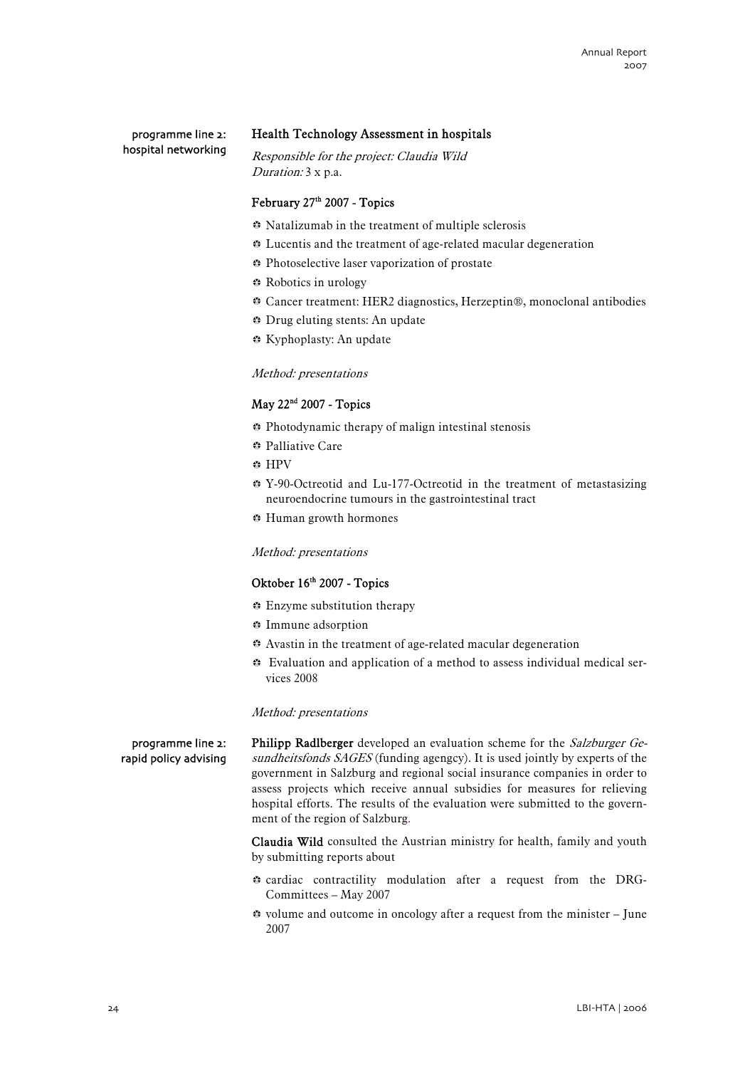programme line 2: hospital networking

### Health Technology Assessment in hospitals

*Responsible for the project: Claudia Wild*
*Duration:* 3 x p.a.

#### February 27th 2007 - Topics

- Natalizumab in the treatment of multiple sclerosis
- Lucentis and the treatment of age-related macular degeneration
- Photoselective laser vaporization of prostate
- Robotics in urology
- Cancer treatment: HER2 diagnostics, Herzeptin®, monoclonal antibodies
- Drug eluting stents: An update
- Kyphoplasty: An update

*Method: presentations*

#### May 22nd 2007 - Topics

- Photodynamic therapy of malign intestinal stenosis
- Palliative Care
- HPV
- Y-90-Octreotid and Lu-177-Octreotid in the treatment of metastasizing neuroendocrine tumours in the gastrointestinal tract
- Human growth hormones

*Method: presentations*

#### Oktober 16th 2007 - Topics

- Enzyme substitution therapy
- Immune adsorption
- Avastin in the treatment of age-related macular degeneration
- Evaluation and application of a method to assess individual medical services 2008

*Method: presentations*

programme line 2: rapid policy advising

**Philipp Radlberger** developed an evaluation scheme for the *Salzburger Gesundheitsfonds SAGES* (funding agengcy). It is used jointly by experts of the government in Salzburg and regional social insurance companies in order to assess projects which receive annual subsidies for measures for relieving hospital efforts. The results of the evaluation were submitted to the government of the region of Salzburg.

**Claudia Wild** consulted the Austrian ministry for health, family and youth by submitting reports about

- cardiac contractility modulation after a request from the DRG-Committees – May 2007
- volume and outcome in oncology after a request from the minister – June 2007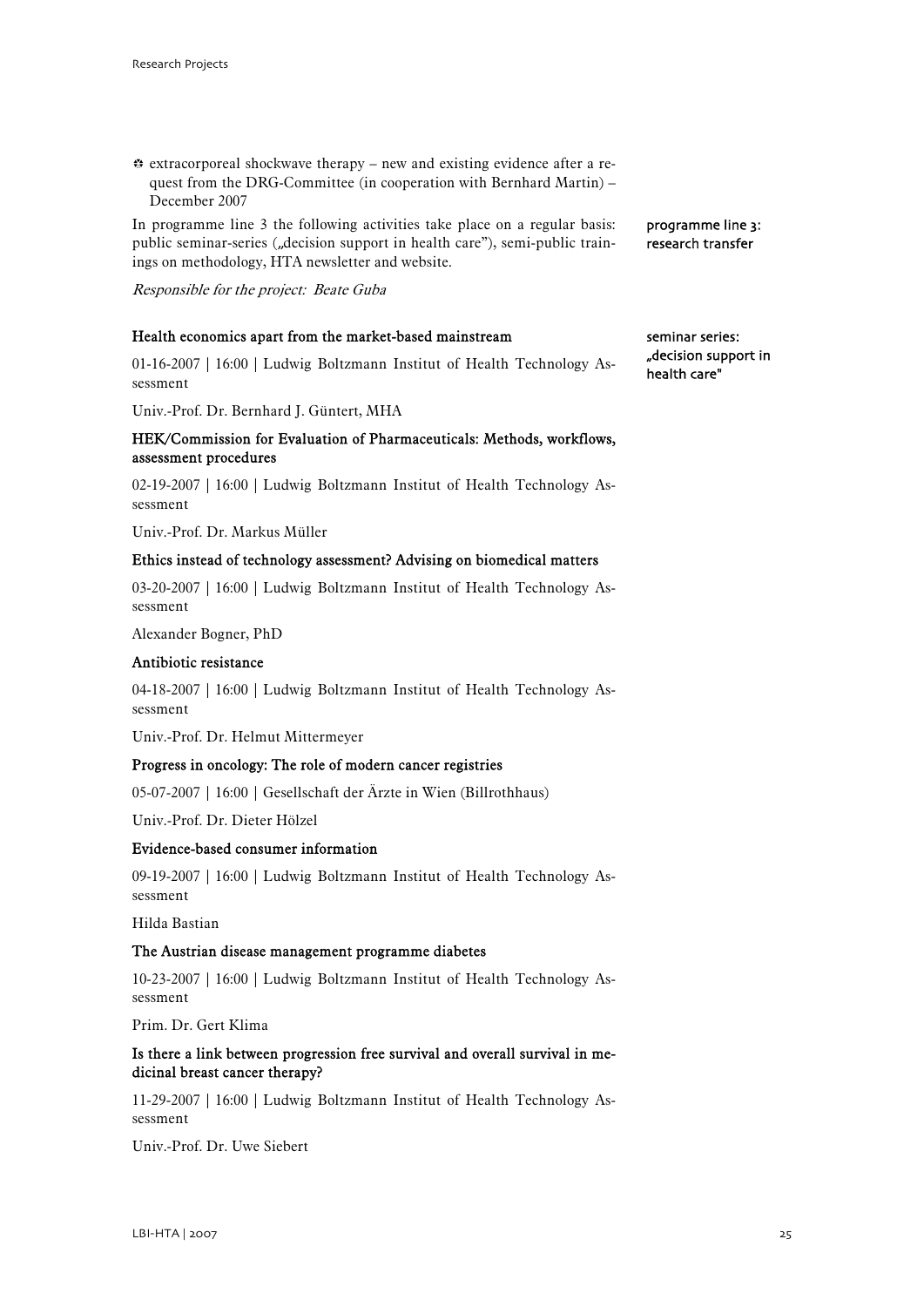- extracorporeal shockwave therapy – new and existing evidence after a request from the DRG-Committee (in cooperation with Bernhard Martin) – December 2007

programme line 3: research transfer

In programme line 3 the following activities take place on a regular basis: public seminar-series („decision support in health care"), semi-public trainings on methodology, HTA newsletter and website.

*Responsible for the project: Beate Guba*

seminar series: „decision support in health care"

**Health economics apart from the market-based mainstream**

01-16-2007 | 16:00 | Ludwig Boltzmann Institut of Health Technology Assessment

Univ.-Prof. Dr. Bernhard J. Güntert, MHA

**HEK/Commission for Evaluation of Pharmaceuticals: Methods, workflows, assessment procedures**

02-19-2007 | 16:00 | Ludwig Boltzmann Institut of Health Technology Assessment

Univ.-Prof. Dr. Markus Müller

**Ethics instead of technology assessment? Advising on biomedical matters**

03-20-2007 | 16:00 | Ludwig Boltzmann Institut of Health Technology Assessment

Alexander Bogner, PhD

**Antibiotic resistance**

04-18-2007 | 16:00 | Ludwig Boltzmann Institut of Health Technology Assessment

Univ.-Prof. Dr. Helmut Mittermeyer

**Progress in oncology: The role of modern cancer registries**

05-07-2007 | 16:00 | Gesellschaft der Ärzte in Wien (Billrothhaus)

Univ.-Prof. Dr. Dieter Hölzel

**Evidence-based consumer information**

09-19-2007 | 16:00 | Ludwig Boltzmann Institut of Health Technology Assessment

Hilda Bastian

**The Austrian disease management programme diabetes**

10-23-2007 | 16:00 | Ludwig Boltzmann Institut of Health Technology Assessment

Prim. Dr. Gert Klima

**Is there a link between progression free survival and overall survival in medicinal breast cancer therapy?**

11-29-2007 | 16:00 | Ludwig Boltzmann Institut of Health Technology Assessment

Univ.-Prof. Dr. Uwe Siebert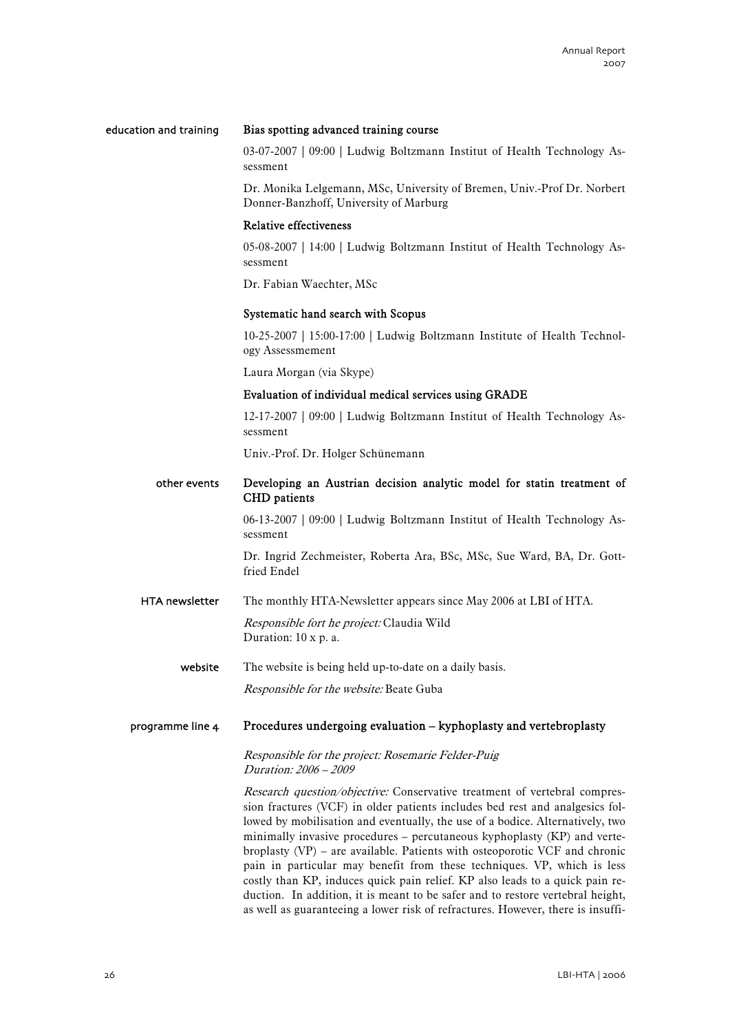**education and training**

**Bias spotting advanced training course**

03-07-2007 | 09:00 | Ludwig Boltzmann Institut of Health Technology Assessment

Dr. Monika Lelgemann, MSc, University of Bremen, Univ.-Prof Dr. Norbert Donner-Banzhoff, University of Marburg

**Relative effectiveness**

05-08-2007 | 14:00 | Ludwig Boltzmann Institut of Health Technology Assessment

Dr. Fabian Waechter, MSc

**Systematic hand search with Scopus**

10-25-2007 | 15:00-17:00 | Ludwig Boltzmann Institute of Health Technology Assessmement

Laura Morgan (via Skype)

**Evaluation of individual medical services using GRADE**

12-17-2007 | 09:00 | Ludwig Boltzmann Institut of Health Technology Assessment

Univ.-Prof. Dr. Holger Schünemann

**other events**

**Developing an Austrian decision analytic model for statin treatment of CHD patients**

06-13-2007 | 09:00 | Ludwig Boltzmann Institut of Health Technology Assessment

Dr. Ingrid Zechmeister, Roberta Ara, BSc, MSc, Sue Ward, BA, Dr. Gottfried Endel

**HTA newsletter**

The monthly HTA-Newsletter appears since May 2006 at LBI of HTA.

*Responsible fort he project:* Claudia Wild
Duration: 10 x p. a.

**website**

The website is being held up-to-date on a daily basis.

*Responsible for the website:* Beate Guba

**programme line 4**

## Procedures undergoing evaluation – kyphoplasty and vertebroplasty

*Responsible for the project: Rosemarie Felder-Puig*
*Duration: 2006 – 2009*

*Research question/objective:* Conservative treatment of vertebral compression fractures (VCF) in older patients includes bed rest and analgesics followed by mobilisation and eventually, the use of a bodice. Alternatively, two minimally invasive procedures – percutaneous kyphoplasty (KP) and vertebroplasty (VP) – are available. Patients with osteoporotic VCF and chronic pain in particular may benefit from these techniques. VP, which is less costly than KP, induces quick pain relief. KP also leads to a quick pain reduction. In addition, it is meant to be safer and to restore vertebral height, as well as guaranteeing a lower risk of refractures. However, there is insuffi-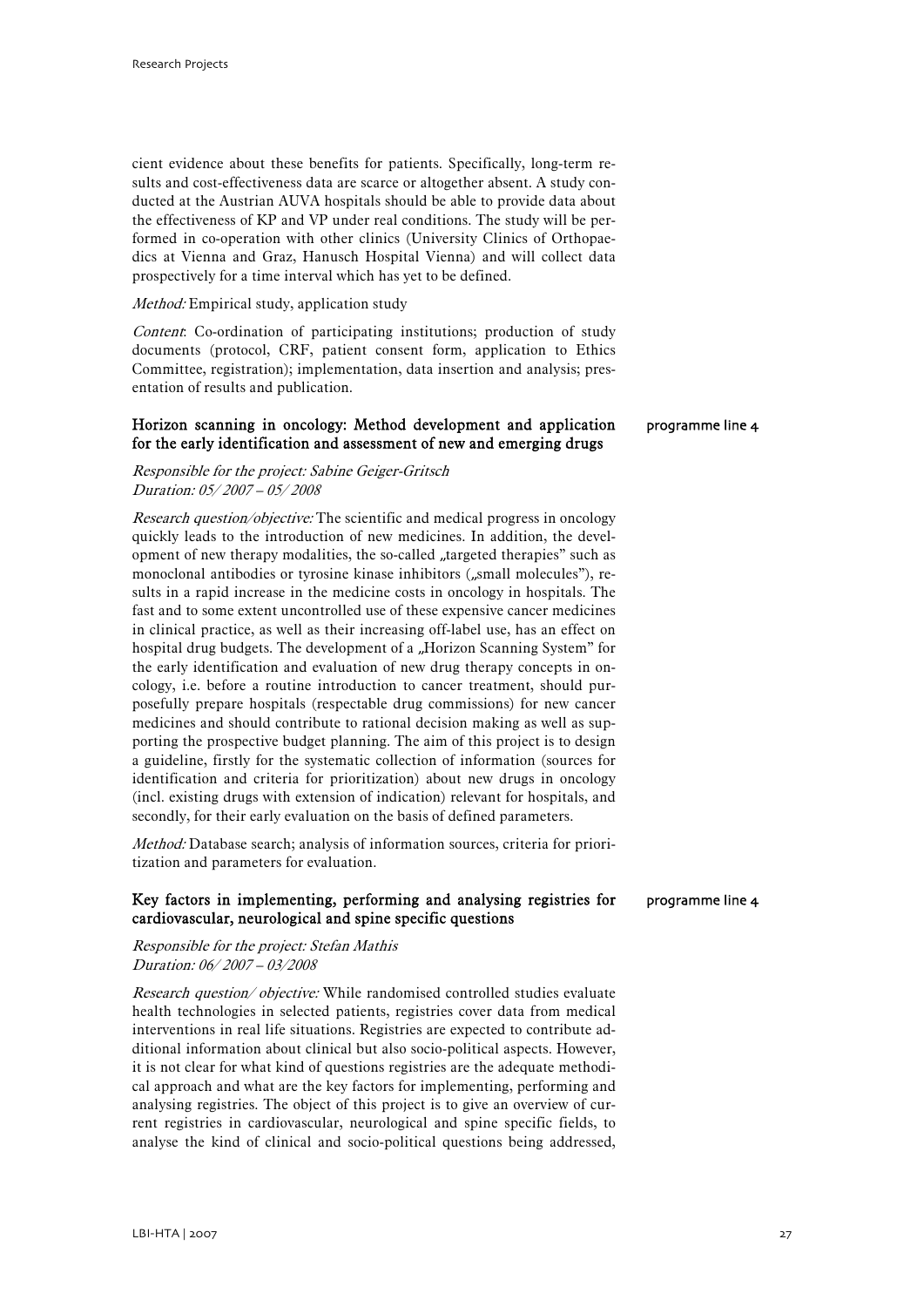cient evidence about these benefits for patients. Specifically, long-term results and cost-effectiveness data are scarce or altogether absent. A study conducted at the Austrian AUVA hospitals should be able to provide data about the effectiveness of KP and VP under real conditions. The study will be performed in co-operation with other clinics (University Clinics of Orthopaedics at Vienna and Graz, Hanusch Hospital Vienna) and will collect data prospectively for a time interval which has yet to be defined.

*Method:* Empirical study, application study

*Content*: Co-ordination of participating institutions; production of study documents (protocol, CRF, patient consent form, application to Ethics Committee, registration); implementation, data insertion and analysis; presentation of results and publication.

### Horizon scanning in oncology: Method development and application for the early identification and assessment of new and emerging drugs

programme line 4

*Responsible for the project: Sabine Geiger-Gritsch*
*Duration: 05/ 2007 – 05/ 2008*

*Research question/objective:* The scientific and medical progress in oncology quickly leads to the introduction of new medicines. In addition, the development of new therapy modalities, the so-called „targeted therapies" such as monoclonal antibodies or tyrosine kinase inhibitors („small molecules"), results in a rapid increase in the medicine costs in oncology in hospitals. The fast and to some extent uncontrolled use of these expensive cancer medicines in clinical practice, as well as their increasing off-label use, has an effect on hospital drug budgets. The development of a „Horizon Scanning System" for the early identification and evaluation of new drug therapy concepts in oncology, i.e. before a routine introduction to cancer treatment, should purposefully prepare hospitals (respectable drug commissions) for new cancer medicines and should contribute to rational decision making as well as supporting the prospective budget planning. The aim of this project is to design a guideline, firstly for the systematic collection of information (sources for identification and criteria for prioritization) about new drugs in oncology (incl. existing drugs with extension of indication) relevant for hospitals, and secondly, for their early evaluation on the basis of defined parameters.

*Method:* Database search; analysis of information sources, criteria for prioritization and parameters for evaluation.

### Key factors in implementing, performing and analysing registries for cardiovascular, neurological and spine specific questions

programme line 4

*Responsible for the project: Stefan Mathis*
*Duration: 06/ 2007 – 03/2008*

*Research question/ objective:* While randomised controlled studies evaluate health technologies in selected patients, registries cover data from medical interventions in real life situations. Registries are expected to contribute additional information about clinical but also socio-political aspects. However, it is not clear for what kind of questions registries are the adequate methodical approach and what are the key factors for implementing, performing and analysing registries. The object of this project is to give an overview of current registries in cardiovascular, neurological and spine specific fields, to analyse the kind of clinical and socio-political questions being addressed,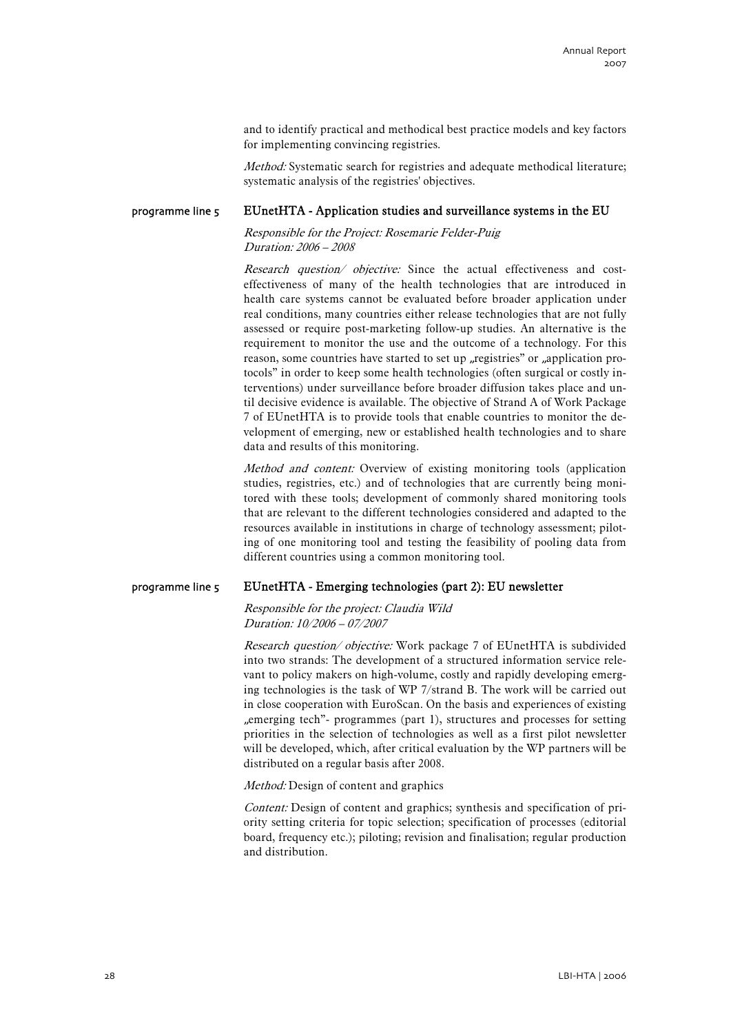and to identify practical and methodical best practice models and key factors for implementing convincing registries.

*Method:* Systematic search for registries and adequate methodical literature; systematic analysis of the registries' objectives.

programme line 5

## EUnetHTA - Application studies and surveillance systems in the EU

*Responsible for the Project: Rosemarie Felder-Puig*
*Duration: 2006 – 2008*

*Research question/ objective:* Since the actual effectiveness and cost-effectiveness of many of the health technologies that are introduced in health care systems cannot be evaluated before broader application under real conditions, many countries either release technologies that are not fully assessed or require post-marketing follow-up studies. An alternative is the requirement to monitor the use and the outcome of a technology. For this reason, some countries have started to set up „registries" or „application protocols" in order to keep some health technologies (often surgical or costly interventions) under surveillance before broader diffusion takes place and until decisive evidence is available. The objective of Strand A of Work Package 7 of EUnetHTA is to provide tools that enable countries to monitor the development of emerging, new or established health technologies and to share data and results of this monitoring.

*Method and content:* Overview of existing monitoring tools (application studies, registries, etc.) and of technologies that are currently being monitored with these tools; development of commonly shared monitoring tools that are relevant to the different technologies considered and adapted to the resources available in institutions in charge of technology assessment; piloting of one monitoring tool and testing the feasibility of pooling data from different countries using a common monitoring tool.

programme line 5

## EUnetHTA - Emerging technologies (part 2): EU newsletter

*Responsible for the project: Claudia Wild*
*Duration: 10/2006 – 07/2007*

*Research question/ objective:* Work package 7 of EUnetHTA is subdivided into two strands: The development of a structured information service relevant to policy makers on high-volume, costly and rapidly developing emerging technologies is the task of WP 7/strand B. The work will be carried out in close cooperation with EuroScan. On the basis and experiences of existing „emerging tech"- programmes (part 1), structures and processes for setting priorities in the selection of technologies as well as a first pilot newsletter will be developed, which, after critical evaluation by the WP partners will be distributed on a regular basis after 2008.

*Method:* Design of content and graphics

*Content:* Design of content and graphics; synthesis and specification of priority setting criteria for topic selection; specification of processes (editorial board, frequency etc.); piloting; revision and finalisation; regular production and distribution.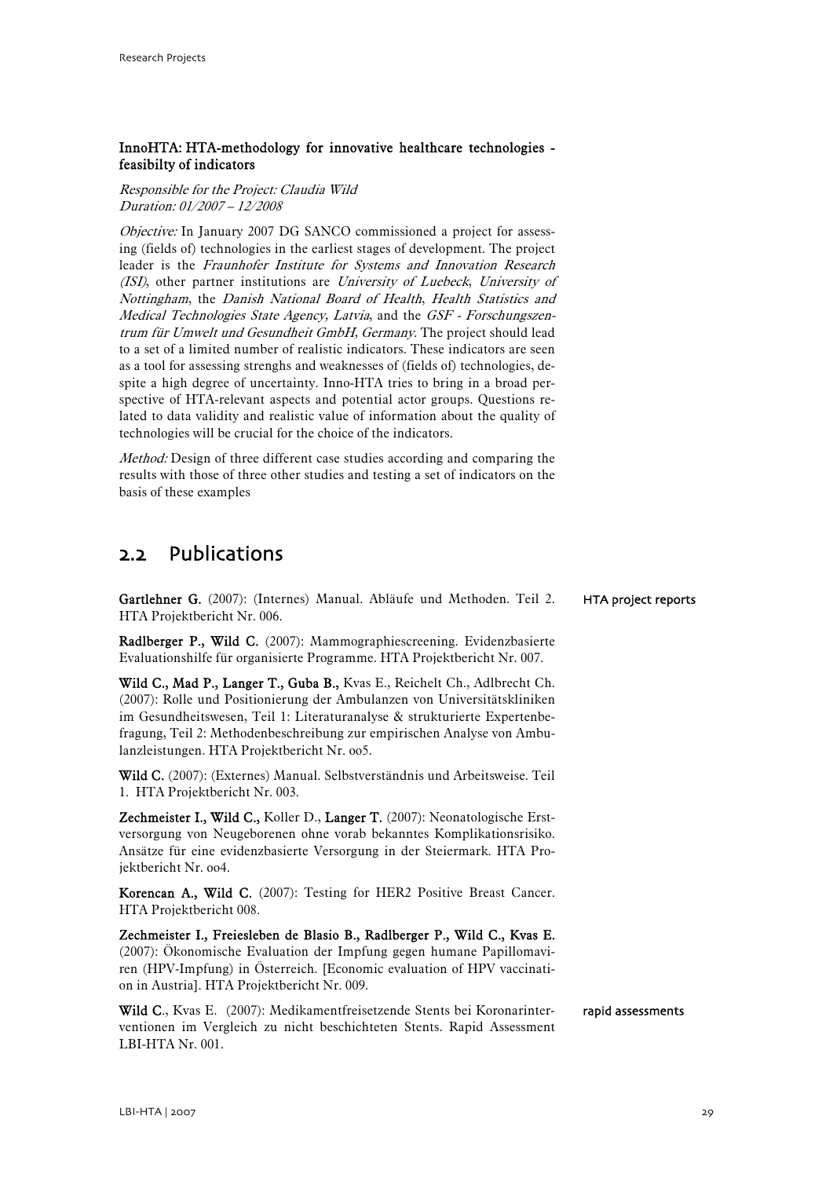### InnoHTA: HTA-methodology for innovative healthcare technologies - feasibilty of indicators

*Responsible for the Project: Claudia Wild*
*Duration: 01/2007 – 12/2008*

*Objective:* In January 2007 DG SANCO commissioned a project for assessing (fields of) technologies in the earliest stages of development. The project leader is the *Fraunhofer Institute for Systems and Innovation Research (ISI)*, other partner institutions are *University of Luebeck*, *University of Nottingham*, the *Danish National Board of Health*, *Health Statistics and Medical Technologies State Agency, Latvia*, and the *GSF - Forschungszentrum für Umwelt und Gesundheit GmbH, Germany.* The project should lead to a set of a limited number of realistic indicators. These indicators are seen as a tool for assessing strenghs and weaknesses of (fields of) technologies, despite a high degree of uncertainty. Inno-HTA tries to bring in a broad perspective of HTA-relevant aspects and potential actor groups. Questions related to data validity and realistic value of information about the quality of technologies will be crucial for the choice of the indicators.

*Method:* Design of three different case studies according and comparing the results with those of three other studies and testing a set of indicators on the basis of these examples

## 2.2 Publications

**HTA project reports**

**Gartlehner G.** (2007): (Internes) Manual. Abläufe und Methoden. Teil 2. HTA Projektbericht Nr. 006.

**Radlberger P., Wild C.** (2007): Mammographiescreening. Evidenzbasierte Evaluationshilfe für organisierte Programme. HTA Projektbericht Nr. 007.

**Wild C., Mad P., Langer T., Guba B.,** Kvas E., Reichelt Ch., Adlbrecht Ch. (2007): Rolle und Positionierung der Ambulanzen von Universitätskliniken im Gesundheitswesen, Teil 1: Literaturanalyse & strukturierte Expertenbefragung, Teil 2: Methodenbeschreibung zur empirischen Analyse von Ambulanzleistungen. HTA Projektbericht Nr. 005.

**Wild C.** (2007): (Externes) Manual. Selbstverständnis und Arbeitsweise. Teil 1. HTA Projektbericht Nr. 003.

**Zechmeister I., Wild C.,** Koller D., **Langer T.** (2007): Neonatologische Erstversorgung von Neugeborenen ohne vorab bekanntes Komplikationsrisiko. Ansätze für eine evidenzbasierte Versorgung in der Steiermark. HTA Projektbericht Nr. 004.

**Korencan A., Wild C.** (2007): Testing for HER2 Positive Breast Cancer. HTA Projektbericht 008.

**Zechmeister I., Freiesleben de Blasio B., Radlberger P., Wild C., Kvas E.** (2007): Ökonomische Evaluation der Impfung gegen humane Papillomaviren (HPV-Impfung) in Österreich. [Economic evaluation of HPV vaccination in Austria]. HTA Projektbericht Nr. 009.

**rapid assessments**

**Wild C.**, Kvas E. (2007): Medikamentfreisetzende Stents bei Koronarinterventionen im Vergleich zu nicht beschichteten Stents. Rapid Assessment LBI-HTA Nr. 001.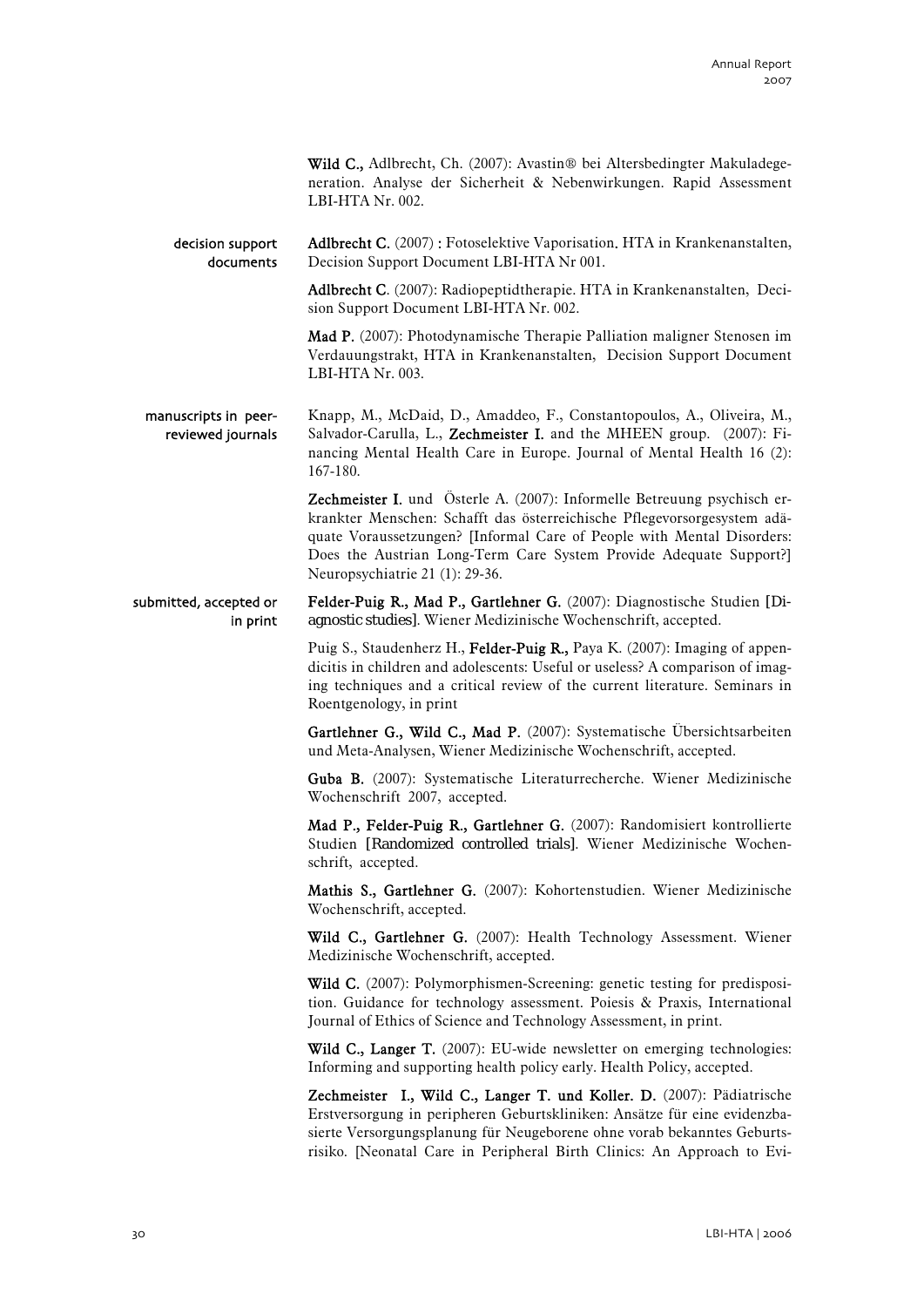**Wild C.,** Adlbrecht, Ch. (2007): Avastin® bei Altersbedingter Makuladegeneration. Analyse der Sicherheit & Nebenwirkungen. Rapid Assessment LBI-HTA Nr. 002.

### decision support documents

**Adlbrecht C.** (2007) : Fotoselektive Vaporisation. HTA in Krankenanstalten, Decision Support Document LBI-HTA Nr 001.

**Adlbrecht C**. (2007): Radiopeptidtherapie. HTA in Krankenanstalten, Decision Support Document LBI-HTA Nr. 002.

**Mad P.** (2007): Photodynamische Therapie Palliation maligner Stenosen im Verdauungstrakt, HTA in Krankenanstalten, Decision Support Document LBI-HTA Nr. 003.

### manuscripts in peer-reviewed journals

Knapp, M., McDaid, D., Amaddeo, F., Constantopoulos, A., Oliveira, M., Salvador-Carulla, L., **Zechmeister I.** and the MHEEN group. (2007): Financing Mental Health Care in Europe. Journal of Mental Health 16 (2): 167-180.

**Zechmeister I.** und Österle A. (2007): Informelle Betreuung psychisch erkrankter Menschen: Schafft das österreichische Pflegevorsorgesystem adäquate Voraussetzungen? [Informal Care of People with Mental Disorders: Does the Austrian Long-Term Care System Provide Adequate Support?] Neuropsychiatrie 21 (1): 29-36.

### submitted, accepted or in print

**Felder-Puig R., Mad P., Gartlehner G.** (2007): Diagnostische Studien [Diagnostic studies]. Wiener Medizinische Wochenschrift, accepted.

Puig S., Staudenherz H., **Felder-Puig R.,** Paya K. (2007): Imaging of appendicitis in children and adolescents: Useful or useless? A comparison of imaging techniques and a critical review of the current literature. Seminars in Roentgenology, in print

**Gartlehner G., Wild C., Mad P.** (2007): Systematische Übersichtsarbeiten und Meta-Analysen, Wiener Medizinische Wochenschrift, accepted.

**Guba B.** (2007): Systematische Literaturrecherche. Wiener Medizinische Wochenschrift 2007, accepted.

**Mad P., Felder-Puig R., Gartlehner G.** (2007): Randomisiert kontrollierte Studien [Randomized controlled trials]. Wiener Medizinische Wochenschrift, accepted.

**Mathis S., Gartlehner G.** (2007): Kohortenstudien. Wiener Medizinische Wochenschrift, accepted.

**Wild C., Gartlehner G.** (2007): Health Technology Assessment. Wiener Medizinische Wochenschrift, accepted.

**Wild C.** (2007): Polymorphismen-Screening: genetic testing for predisposition. Guidance for technology assessment. Poiesis & Praxis, International Journal of Ethics of Science and Technology Assessment, in print.

**Wild C., Langer T.** (2007): EU-wide newsletter on emerging technologies: Informing and supporting health policy early. Health Policy, accepted.

**Zechmeister I., Wild C., Langer T. und Koller. D.** (2007): Pädiatrische Erstversorgung in peripheren Geburtskliniken: Ansätze für eine evidenzbasierte Versorgungsplanung für Neugeborene ohne vorab bekanntes Geburtsrisiko. [Neonatal Care in Peripheral Birth Clinics: An Approach to Evi-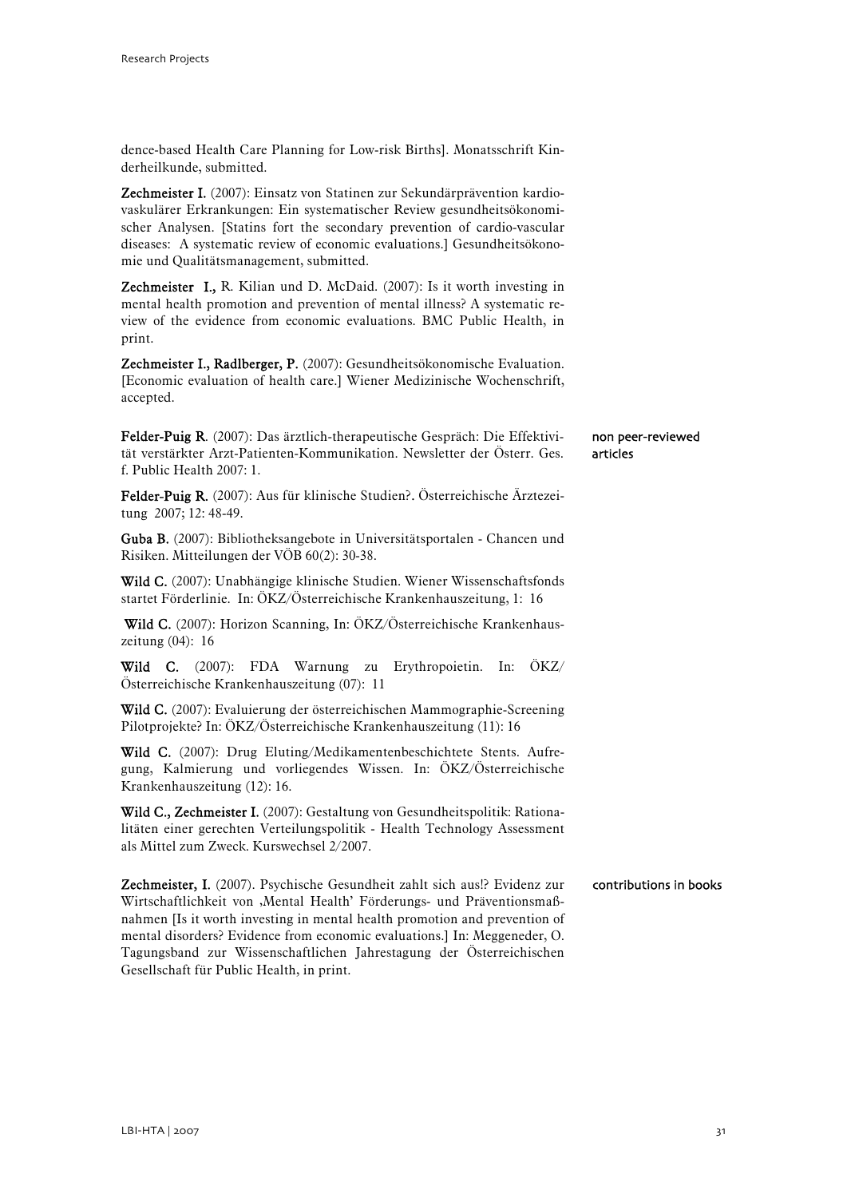dence-based Health Care Planning for Low-risk Births]. Monatsschrift Kinderheilkunde, submitted.

**Zechmeister I.** (2007): Einsatz von Statinen zur Sekundärprävention kardiovaskulärer Erkrankungen: Ein systematischer Review gesundheitsökonomischer Analysen. [Statins fort the secondary prevention of cardio-vascular diseases: A systematic review of economic evaluations.] Gesundheitsökonomie und Qualitätsmanagement, submitted.

**Zechmeister I.,** R. Kilian und D. McDaid. (2007): Is it worth investing in mental health promotion and prevention of mental illness? A systematic review of the evidence from economic evaluations. BMC Public Health, in print.

**Zechmeister I., Radlberger, P.** (2007): Gesundheitsökonomische Evaluation. [Economic evaluation of health care.] Wiener Medizinische Wochenschrift, accepted.

non peer-reviewed articles

**Felder-Puig R**. (2007): Das ärztlich-therapeutische Gespräch: Die Effektivität verstärkter Arzt-Patienten-Kommunikation. Newsletter der Österr. Ges. f. Public Health 2007: 1.

**Felder-Puig R.** (2007): Aus für klinische Studien?. Österreichische Ärztezeitung 2007; 12: 48-49.

**Guba B.** (2007): Bibliotheksangebote in Universitätsportalen - Chancen und Risiken. Mitteilungen der VÖB 60(2): 30-38.

**Wild C.** (2007): Unabhängige klinische Studien. Wiener Wissenschaftsfonds startet Förderlinie. In: ÖKZ/Österreichische Krankenhauszeitung, 1: 16

**Wild C.** (2007): Horizon Scanning, In: ÖKZ/Österreichische Krankenhauszeitung (04): 16

**Wild C.** (2007): FDA Warnung zu Erythropoietin. In: ÖKZ/ Österreichische Krankenhauszeitung (07): 11

**Wild C.** (2007): Evaluierung der österreichischen Mammographie-Screening Pilotprojekte? In: ÖKZ/Österreichische Krankenhauszeitung (11): 16

**Wild C.** (2007): Drug Eluting/Medikamentenbeschichtete Stents. Aufregung, Kalmierung und vorliegendes Wissen. In: ÖKZ/Österreichische Krankenhauszeitung (12): 16.

**Wild C., Zechmeister I.** (2007): Gestaltung von Gesundheitspolitik: Rationalitäten einer gerechten Verteilungspolitik - Health Technology Assessment als Mittel zum Zweck. Kurswechsel 2/2007.

contributions in books

**Zechmeister, I.** (2007). Psychische Gesundheit zahlt sich aus!? Evidenz zur Wirtschaftlichkeit von ‚Mental Health' Förderungs- und Präventionsmaßnahmen [Is it worth investing in mental health promotion and prevention of mental disorders? Evidence from economic evaluations.] In: Meggeneder, O. Tagungsband zur Wissenschaftlichen Jahrestagung der Österreichischen Gesellschaft für Public Health, in print.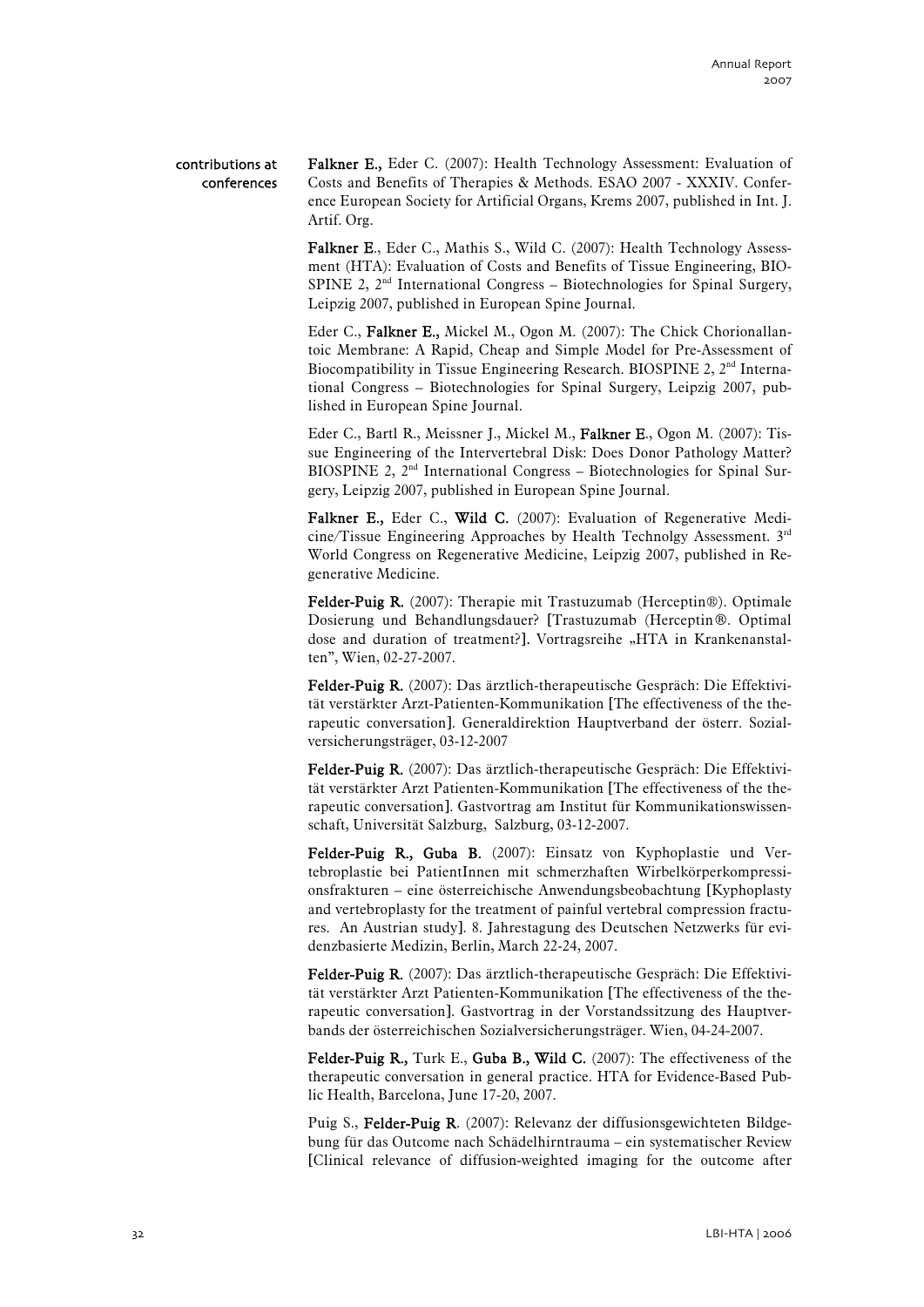## contributions at conferences

**Falkner E.,** Eder C. (2007): Health Technology Assessment: Evaluation of Costs and Benefits of Therapies & Methods. ESAO 2007 - XXXIV. Conference European Society for Artificial Organs, Krems 2007, published in Int. J. Artif. Org.

**Falkner E**., Eder C., Mathis S., Wild C. (2007): Health Technology Assessment (HTA): Evaluation of Costs and Benefits of Tissue Engineering, BIOSPINE 2, 2nd International Congress – Biotechnologies for Spinal Surgery, Leipzig 2007, published in European Spine Journal.

Eder C., **Falkner E.,** Mickel M., Ogon M. (2007): The Chick Chorionallantoic Membrane: A Rapid, Cheap and Simple Model for Pre-Assessment of Biocompatibility in Tissue Engineering Research. BIOSPINE 2, 2nd International Congress – Biotechnologies for Spinal Surgery, Leipzig 2007, published in European Spine Journal.

Eder C., Bartl R., Meissner J., Mickel M., **Falkner E**., Ogon M. (2007): Tissue Engineering of the Intervertebral Disk: Does Donor Pathology Matter? BIOSPINE 2, 2nd International Congress – Biotechnologies for Spinal Surgery, Leipzig 2007, published in European Spine Journal.

**Falkner E.,** Eder C., **Wild C.** (2007): Evaluation of Regenerative Medicine/Tissue Engineering Approaches by Health Technolgy Assessment. 3rd World Congress on Regenerative Medicine, Leipzig 2007, published in Regenerative Medicine.

**Felder-Puig R.** (2007): Therapie mit Trastuzumab (Herceptin®). Optimale Dosierung und Behandlungsdauer? [Trastuzumab (Herceptin®. Optimal dose and duration of treatment?]. Vortragsreihe „HTA in Krankenanstalten", Wien, 02-27-2007.

**Felder-Puig R.** (2007): Das ärztlich-therapeutische Gespräch: Die Effektivität verstärkter Arzt-Patienten-Kommunikation [The effectiveness of the therapeutic conversation]. Generaldirektion Hauptverband der österr. Sozialversicherungsträger, 03-12-2007

**Felder-Puig R.** (2007): Das ärztlich-therapeutische Gespräch: Die Effektivität verstärkter Arzt Patienten-Kommunikation [The effectiveness of the therapeutic conversation]. Gastvortrag am Institut für Kommunikationswissenschaft, Universität Salzburg, Salzburg, 03-12-2007.

**Felder-Puig R., Guba B.** (2007): Einsatz von Kyphoplastie und Vertebroplastie bei PatientInnen mit schmerzhaften Wirbelkörperkompressionsfrakturen – eine österreichische Anwendungsbeobachtung [Kyphoplasty and vertebroplasty for the treatment of painful vertebral compression fractures. An Austrian study]. 8. Jahrestagung des Deutschen Netzwerks für evidenzbasierte Medizin, Berlin, March 22-24, 2007.

**Felder-Puig R.** (2007): Das ärztlich-therapeutische Gespräch: Die Effektivität verstärkter Arzt Patienten-Kommunikation [The effectiveness of the therapeutic conversation]. Gastvortrag in der Vorstandssitzung des Hauptverbands der österreichischen Sozialversicherungsträger. Wien, 04-24-2007.

**Felder-Puig R.,** Turk E., **Guba B., Wild C.** (2007): The effectiveness of the therapeutic conversation in general practice. HTA for Evidence-Based Public Health, Barcelona, June 17-20, 2007.

Puig S., **Felder-Puig R**. (2007): Relevanz der diffusionsgewichteten Bildgebung für das Outcome nach Schädelhirntrauma – ein systematischer Review [Clinical relevance of diffusion-weighted imaging for the outcome after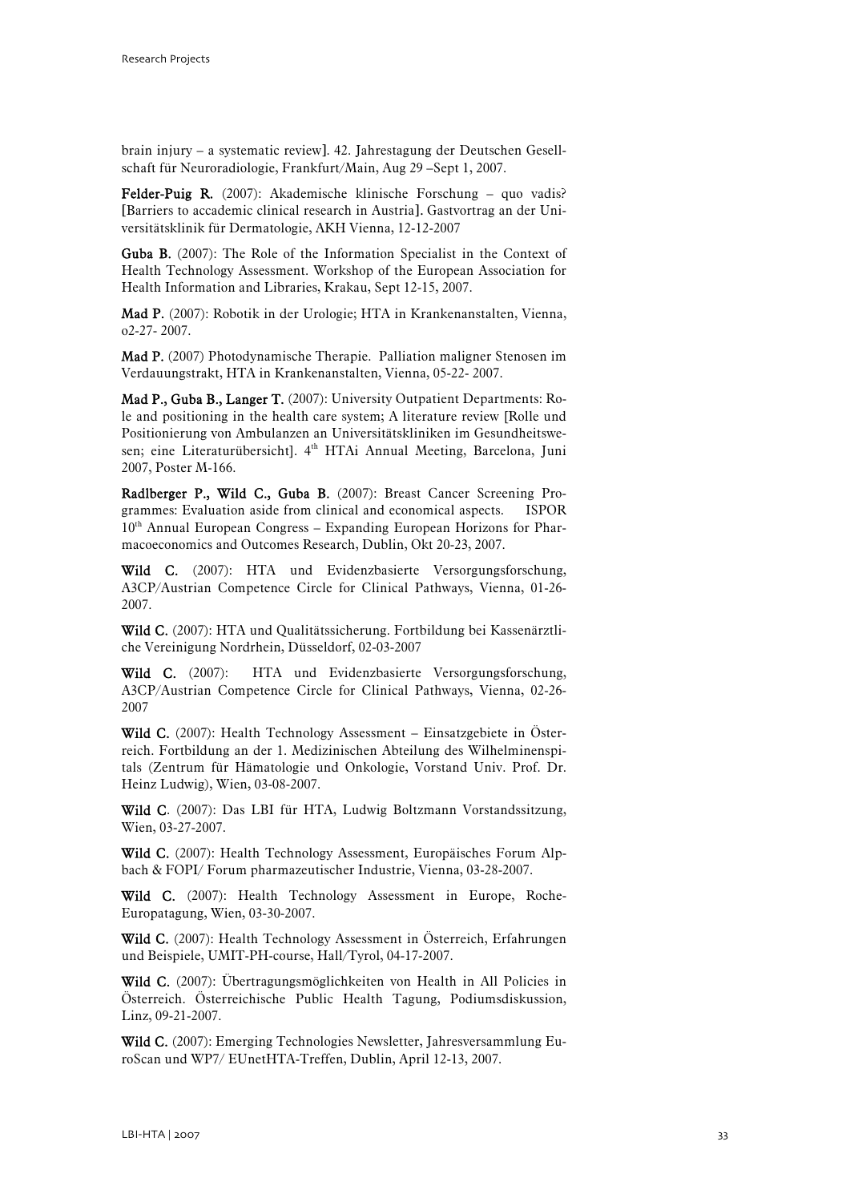brain injury – a systematic review]. 42. Jahrestagung der Deutschen Gesellschaft für Neuroradiologie, Frankfurt/Main, Aug 29 –Sept 1, 2007.

**Felder-Puig R.** (2007): Akademische klinische Forschung – quo vadis? [Barriers to accademic clinical research in Austria]. Gastvortrag an der Universitätsklinik für Dermatologie, AKH Vienna, 12-12-2007

**Guba B.** (2007): The Role of the Information Specialist in the Context of Health Technology Assessment. Workshop of the European Association for Health Information and Libraries, Krakau, Sept 12-15, 2007.

**Mad P.** (2007): Robotik in der Urologie; HTA in Krankenanstalten, Vienna, o2-27- 2007.

**Mad P.** (2007) Photodynamische Therapie. Palliation maligner Stenosen im Verdauungstrakt, HTA in Krankenanstalten, Vienna, 05-22- 2007.

**Mad P., Guba B., Langer T.** (2007): University Outpatient Departments: Role and positioning in the health care system; A literature review [Rolle und Positionierung von Ambulanzen an Universitätskliniken im Gesundheitswesen; eine Literaturübersicht]. 4th HTAi Annual Meeting, Barcelona, Juni 2007, Poster M-166.

**Radlberger P., Wild C., Guba B.** (2007): Breast Cancer Screening Programmes: Evaluation aside from clinical and economical aspects. ISPOR 10th Annual European Congress – Expanding European Horizons for Pharmacoeconomics and Outcomes Research, Dublin, Okt 20-23, 2007.

**Wild C.** (2007): HTA und Evidenzbasierte Versorgungsforschung, A3CP/Austrian Competence Circle for Clinical Pathways, Vienna, 01-26-2007.

**Wild C.** (2007): HTA und Qualitätssicherung. Fortbildung bei Kassenärztliche Vereinigung Nordrhein, Düsseldorf, 02-03-2007

**Wild C.** (2007): HTA und Evidenzbasierte Versorgungsforschung, A3CP/Austrian Competence Circle for Clinical Pathways, Vienna, 02-26-2007

**Wild C.** (2007): Health Technology Assessment – Einsatzgebiete in Österreich. Fortbildung an der 1. Medizinischen Abteilung des Wilhelminenspitals (Zentrum für Hämatologie und Onkologie, Vorstand Univ. Prof. Dr. Heinz Ludwig), Wien, 03-08-2007.

**Wild C**. (2007): Das LBI für HTA, Ludwig Boltzmann Vorstandssitzung, Wien, 03-27-2007.

**Wild C.** (2007): Health Technology Assessment, Europäisches Forum Alpbach & FOPI/ Forum pharmazeutischer Industrie, Vienna, 03-28-2007.

**Wild C.** (2007): Health Technology Assessment in Europe, Roche-Europatagung, Wien, 03-30-2007.

**Wild C.** (2007): Health Technology Assessment in Österreich, Erfahrungen und Beispiele, UMIT-PH-course, Hall/Tyrol, 04-17-2007.

**Wild C.** (2007): Übertragungsmöglichkeiten von Health in All Policies in Österreich. Österreichische Public Health Tagung, Podiumsdiskussion, Linz, 09-21-2007.

**Wild C.** (2007): Emerging Technologies Newsletter, Jahresversammlung EuroScan und WP7/ EUnetHTA-Treffen, Dublin, April 12-13, 2007.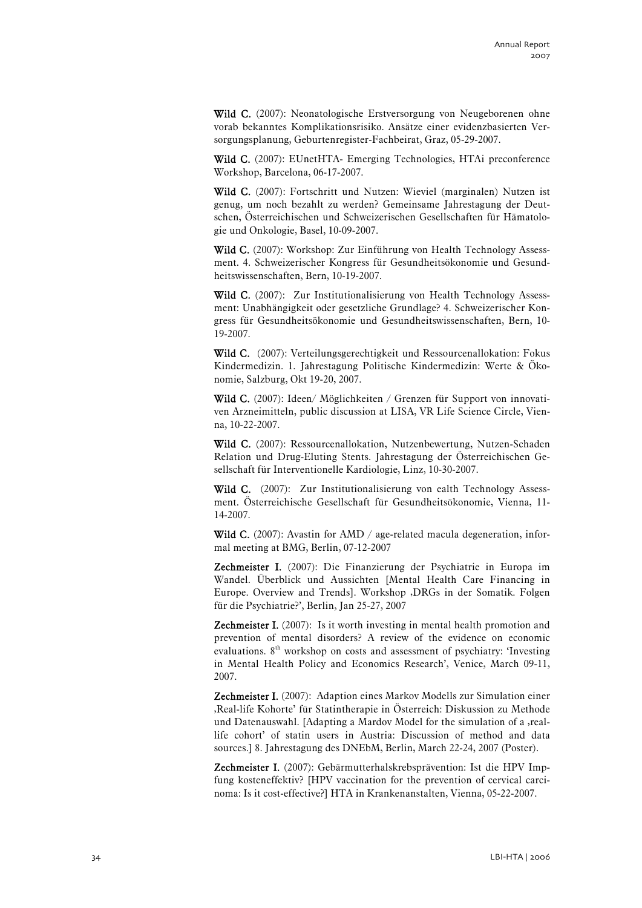**Wild C.** (2007): Neonatologische Erstversorgung von Neugeborenen ohne vorab bekanntes Komplikationsrisiko. Ansätze einer evidenzbasierten Versorgungsplanung, Geburtenregister-Fachbeirat, Graz, 05-29-2007.

**Wild C.** (2007): EUnetHTA- Emerging Technologies, HTAi preconference Workshop, Barcelona, 06-17-2007.

**Wild C.** (2007): Fortschritt und Nutzen: Wieviel (marginalen) Nutzen ist genug, um noch bezahlt zu werden? Gemeinsame Jahrestagung der Deutschen, Österreichischen und Schweizerischen Gesellschaften für Hämatologie und Onkologie, Basel, 10-09-2007.

**Wild C.** (2007): Workshop: Zur Einführung von Health Technology Assessment. 4. Schweizerischer Kongress für Gesundheitsökonomie und Gesundheitswissenschaften, Bern, 10-19-2007.

**Wild C.** (2007): Zur Institutionalisierung von Health Technology Assessment: Unabhängigkeit oder gesetzliche Grundlage? 4. Schweizerischer Kongress für Gesundheitsökonomie und Gesundheitswissenschaften, Bern, 10-19-2007.

**Wild C.** (2007): Verteilungsgerechtigkeit und Ressourcenallokation: Fokus Kindermedizin. 1. Jahrestagung Politische Kindermedizin: Werte & Ökonomie, Salzburg, Okt 19-20, 2007.

**Wild C.** (2007): Ideen/ Möglichkeiten / Grenzen für Support von innovativen Arzneimitteln, public discussion at LISA, VR Life Science Circle, Vienna, 10-22-2007.

**Wild C.** (2007): Ressourcenallokation, Nutzenbewertung, Nutzen-Schaden Relation und Drug-Eluting Stents. Jahrestagung der Österreichischen Gesellschaft für Interventionelle Kardiologie, Linz, 10-30-2007.

**Wild C.** (2007): Zur Institutionalisierung von ealth Technology Assessment. Österreichische Gesellschaft für Gesundheitsökonomie, Vienna, 11-14-2007.

**Wild C.** (2007): Avastin for AMD / age-related macula degeneration, informal meeting at BMG, Berlin, 07-12-2007

**Zechmeister I.** (2007): Die Finanzierung der Psychiatrie in Europa im Wandel. Überblick und Aussichten [Mental Health Care Financing in Europe. Overview and Trends]. Workshop ‚DRGs in der Somatik. Folgen für die Psychiatrie?', Berlin, Jan 25-27, 2007

**Zechmeister I.** (2007): Is it worth investing in mental health promotion and prevention of mental disorders? A review of the evidence on economic evaluations. 8th workshop on costs and assessment of psychiatry: 'Investing in Mental Health Policy and Economics Research', Venice, March 09-11, 2007.

**Zechmeister I.** (2007): Adaption eines Markov Modells zur Simulation einer ‚Real-life Kohorte' für Statintherapie in Österreich: Diskussion zu Methode und Datenauswahl. [Adapting a Mardov Model for the simulation of a ‚real-life cohort' of statin users in Austria: Discussion of method and data sources.] 8. Jahrestagung des DNEbM, Berlin, March 22-24, 2007 (Poster).

**Zechmeister I.** (2007): Gebärmutterhalskrebsprävention: Ist die HPV Impfung kosteneffektiv? [HPV vaccination for the prevention of cervical carcinoma: Is it cost-effective?] HTA in Krankenanstalten, Vienna, 05-22-2007.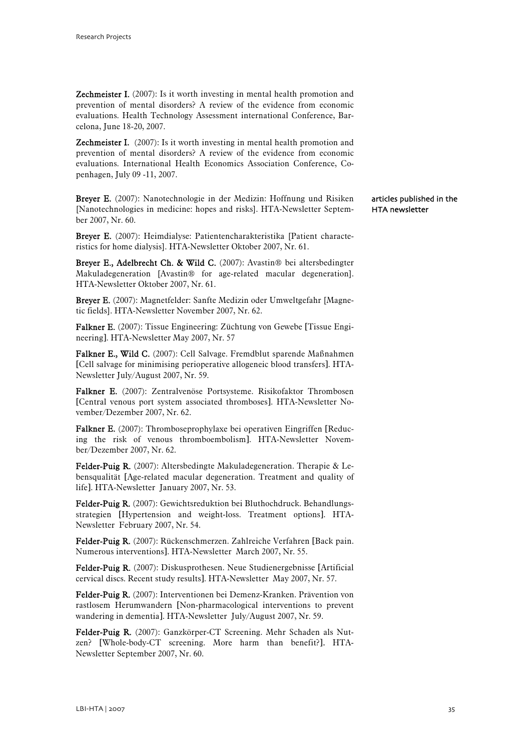**Zechmeister I.** (2007): Is it worth investing in mental health promotion and prevention of mental disorders? A review of the evidence from economic evaluations. Health Technology Assessment international Conference, Barcelona, June 18-20, 2007.

**Zechmeister I.** (2007): Is it worth investing in mental health promotion and prevention of mental disorders? A review of the evidence from economic evaluations. International Health Economics Association Conference, Copenhagen, July 09 -11, 2007.

articles published in the HTA newsletter

**Breyer E.** (2007): Nanotechnologie in der Medizin: Hoffnung und Risiken [Nanotechnologies in medicine: hopes and risks]. HTA-Newsletter September 2007, Nr. 60.

**Breyer E.** (2007): Heimdialyse: Patientencharakteristika [Patient characteristics for home dialysis]. HTA-Newsletter Oktober 2007, Nr. 61.

**Breyer E., Adelbrecht Ch. & Wild C.** (2007): Avastin® bei altersbedingter Makuladegeneration [Avastin® for age-related macular degeneration]. HTA-Newsletter Oktober 2007, Nr. 61.

**Breyer E.** (2007): Magnetfelder: Sanfte Medizin oder Umweltgefahr [Magnetic fields]. HTA-Newsletter November 2007, Nr. 62.

**Falkner E.** (2007): Tissue Engineering: Züchtung von Gewebe [Tissue Engineering]. HTA-Newsletter May 2007, Nr. 57

**Falkner E., Wild C.** (2007): Cell Salvage. Fremdblut sparende Maßnahmen [Cell salvage for minimising perioperative allogeneic blood transfers]. HTA-Newsletter July/August 2007, Nr. 59.

**Falkner E.** (2007): Zentralvenöse Portsysteme. Risikofaktor Thrombosen [Central venous port system associated thromboses]. HTA-Newsletter November/Dezember 2007, Nr. 62.

**Falkner E.** (2007): Thromboseprophylaxe bei operativen Eingriffen [Reducing the risk of venous thromboembolism]. HTA-Newsletter November/Dezember 2007, Nr. 62.

**Felder-Puig R.** (2007): Altersbedingte Makuladegeneration. Therapie & Lebensqualität [Age-related macular degeneration. Treatment and quality of life]. HTA-Newsletter January 2007, Nr. 53.

**Felder-Puig R.** (2007): Gewichtsreduktion bei Bluthochdruck. Behandlungsstrategien [Hypertension and weight-loss. Treatment options]. HTA-Newsletter February 2007, Nr. 54.

**Felder-Puig R.** (2007): Rückenschmerzen. Zahlreiche Verfahren [Back pain. Numerous interventions]. HTA-Newsletter March 2007, Nr. 55.

**Felder-Puig R.** (2007): Diskusprothesen. Neue Studienergebnisse [Artificial cervical discs. Recent study results]. HTA-Newsletter May 2007, Nr. 57.

**Felder-Puig R.** (2007): Interventionen bei Demenz-Kranken. Prävention von rastlosem Herumwandern [Non-pharmacological interventions to prevent wandering in dementia]. HTA-Newsletter July/August 2007, Nr. 59.

**Felder-Puig R.** (2007): Ganzkörper-CT Screening. Mehr Schaden als Nutzen? [Whole-body-CT screening. More harm than benefit?]. HTA-Newsletter September 2007, Nr. 60.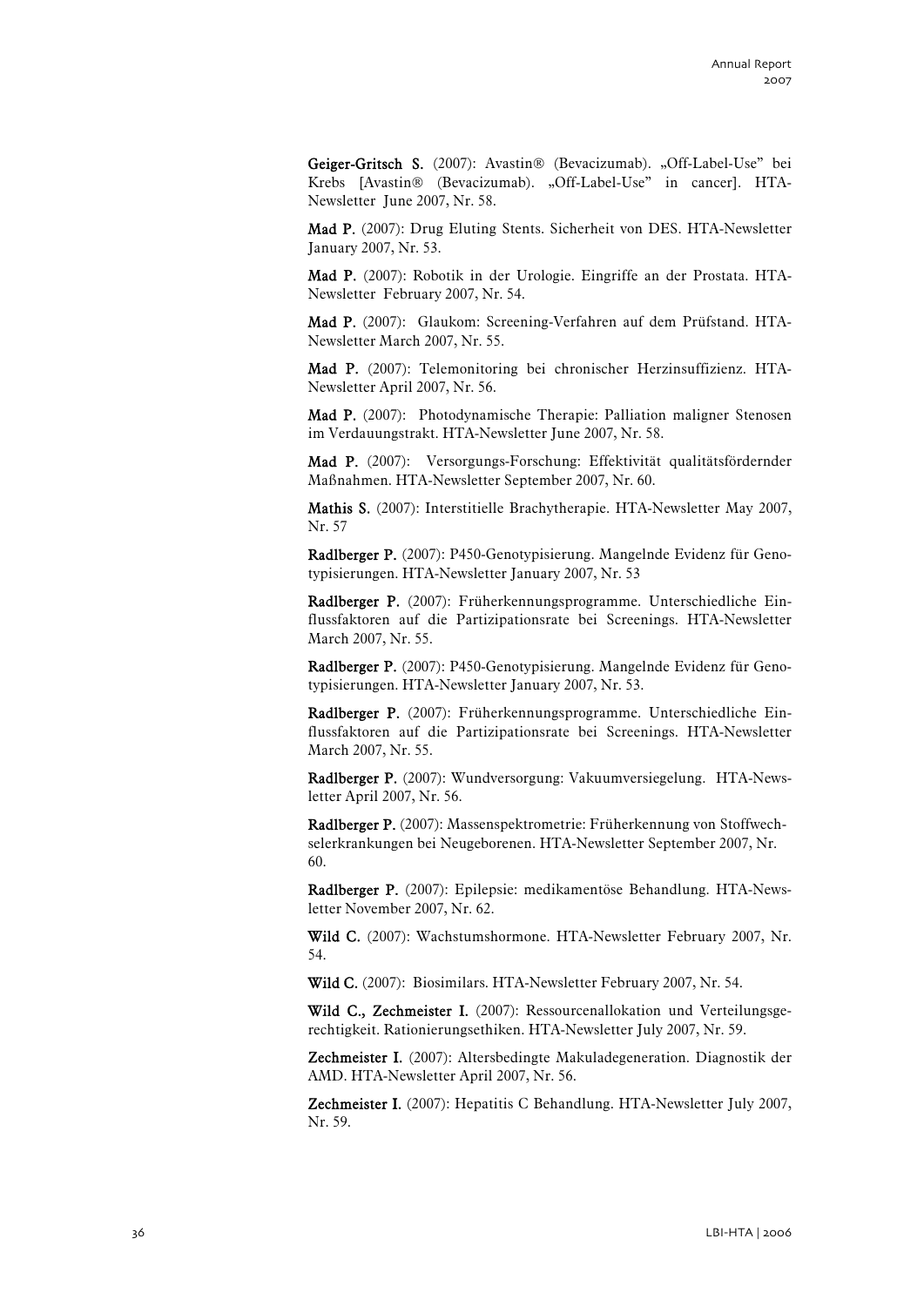**Geiger-Gritsch S.** (2007): Avastin® (Bevacizumab). „Off-Label-Use" bei Krebs [Avastin® (Bevacizumab). „Off-Label-Use" in cancer]. HTA-Newsletter June 2007, Nr. 58.

**Mad P.** (2007): Drug Eluting Stents. Sicherheit von DES. HTA-Newsletter January 2007, Nr. 53.

**Mad P.** (2007): Robotik in der Urologie. Eingriffe an der Prostata. HTA-Newsletter February 2007, Nr. 54.

**Mad P.** (2007): Glaukom: Screening-Verfahren auf dem Prüfstand. HTA-Newsletter March 2007, Nr. 55.

**Mad P.** (2007): Telemonitoring bei chronischer Herzinsuffizienz. HTA-Newsletter April 2007, Nr. 56.

**Mad P.** (2007): Photodynamische Therapie: Palliation maligner Stenosen im Verdauungstrakt. HTA-Newsletter June 2007, Nr. 58.

**Mad P.** (2007): Versorgungs-Forschung: Effektivität qualitätsfördernder Maßnahmen. HTA-Newsletter September 2007, Nr. 60.

**Mathis S.** (2007): Interstitielle Brachytherapie. HTA-Newsletter May 2007, Nr. 57

**Radlberger P.** (2007): P450-Genotypisierung. Mangelnde Evidenz für Genotypisierungen. HTA-Newsletter January 2007, Nr. 53

**Radlberger P.** (2007): Früherkennungsprogramme. Unterschiedliche Einflussfaktoren auf die Partizipationsrate bei Screenings. HTA-Newsletter March 2007, Nr. 55.

**Radlberger P.** (2007): P450-Genotypisierung. Mangelnde Evidenz für Genotypisierungen. HTA-Newsletter January 2007, Nr. 53.

**Radlberger P.** (2007): Früherkennungsprogramme. Unterschiedliche Einflussfaktoren auf die Partizipationsrate bei Screenings. HTA-Newsletter March 2007, Nr. 55.

**Radlberger P.** (2007): Wundversorgung: Vakuumversiegelung. HTA-Newsletter April 2007, Nr. 56.

**Radlberger P.** (2007): Massenspektrometrie: Früherkennung von Stoffwechselerkrankungen bei Neugeborenen. HTA-Newsletter September 2007, Nr. 60.

**Radlberger P.** (2007): Epilepsie: medikamentöse Behandlung. HTA-Newsletter November 2007, Nr. 62.

**Wild C.** (2007): Wachstumshormone. HTA-Newsletter February 2007, Nr. 54.

**Wild C.** (2007): Biosimilars. HTA-Newsletter February 2007, Nr. 54.

**Wild C., Zechmeister I.** (2007): Ressourcenallokation und Verteilungsgerechtigkeit. Rationierungsethiken. HTA-Newsletter July 2007, Nr. 59.

**Zechmeister I.** (2007): Altersbedingte Makuladegeneration. Diagnostik der AMD. HTA-Newsletter April 2007, Nr. 56.

**Zechmeister I.** (2007): Hepatitis C Behandlung. HTA-Newsletter July 2007, Nr. 59.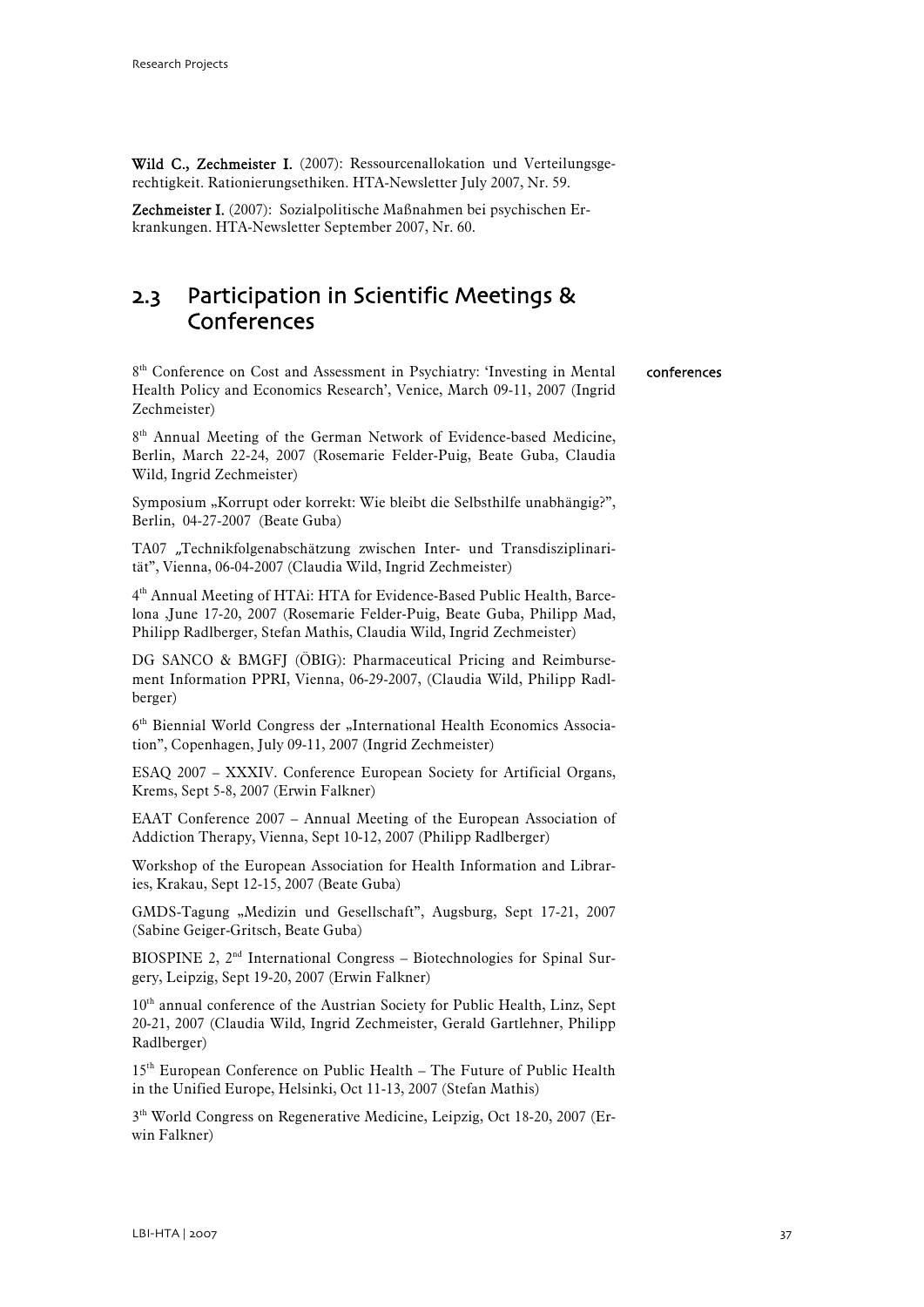**Wild C., Zechmeister I.** (2007): Ressourcenallokation und Verteilungsgerechtigkeit. Rationierungsethiken. HTA-Newsletter July 2007, Nr. 59.

**Zechmeister I.** (2007): Sozialpolitische Maßnahmen bei psychischen Erkrankungen. HTA-Newsletter September 2007, Nr. 60.

## 2.3 Participation in Scientific Meetings & Conferences

conferences

8th Conference on Cost and Assessment in Psychiatry: 'Investing in Mental Health Policy and Economics Research', Venice, March 09-11, 2007 (Ingrid Zechmeister)

8th Annual Meeting of the German Network of Evidence-based Medicine, Berlin, March 22-24, 2007 (Rosemarie Felder-Puig, Beate Guba, Claudia Wild, Ingrid Zechmeister)

Symposium „Korrupt oder korrekt: Wie bleibt die Selbsthilfe unabhängig?", Berlin, 04-27-2007 (Beate Guba)

TA07 „Technikfolgenabschätzung zwischen Inter- und Transdisziplinarität", Vienna, 06-04-2007 (Claudia Wild, Ingrid Zechmeister)

4th Annual Meeting of HTAi: HTA for Evidence-Based Public Health, Barcelona ,June 17-20, 2007 (Rosemarie Felder-Puig, Beate Guba, Philipp Mad, Philipp Radlberger, Stefan Mathis, Claudia Wild, Ingrid Zechmeister)

DG SANCO & BMGFJ (ÖBIG): Pharmaceutical Pricing and Reimbursement Information PPRI, Vienna, 06-29-2007, (Claudia Wild, Philipp Radlberger)

6th Biennial World Congress der „International Health Economics Association", Copenhagen, July 09-11, 2007 (Ingrid Zechmeister)

ESAQ 2007 – XXXIV. Conference European Society for Artificial Organs, Krems, Sept 5-8, 2007 (Erwin Falkner)

EAAT Conference 2007 – Annual Meeting of the European Association of Addiction Therapy, Vienna, Sept 10-12, 2007 (Philipp Radlberger)

Workshop of the European Association for Health Information and Libraries, Krakau, Sept 12-15, 2007 (Beate Guba)

GMDS-Tagung „Medizin und Gesellschaft", Augsburg, Sept 17-21, 2007 (Sabine Geiger-Gritsch, Beate Guba)

BIOSPINE 2, 2nd International Congress – Biotechnologies for Spinal Surgery, Leipzig, Sept 19-20, 2007 (Erwin Falkner)

10th annual conference of the Austrian Society for Public Health, Linz, Sept 20-21, 2007 (Claudia Wild, Ingrid Zechmeister, Gerald Gartlehner, Philipp Radlberger)

15th European Conference on Public Health – The Future of Public Health in the Unified Europe, Helsinki, Oct 11-13, 2007 (Stefan Mathis)

3th World Congress on Regenerative Medicine, Leipzig, Oct 18-20, 2007 (Erwin Falkner)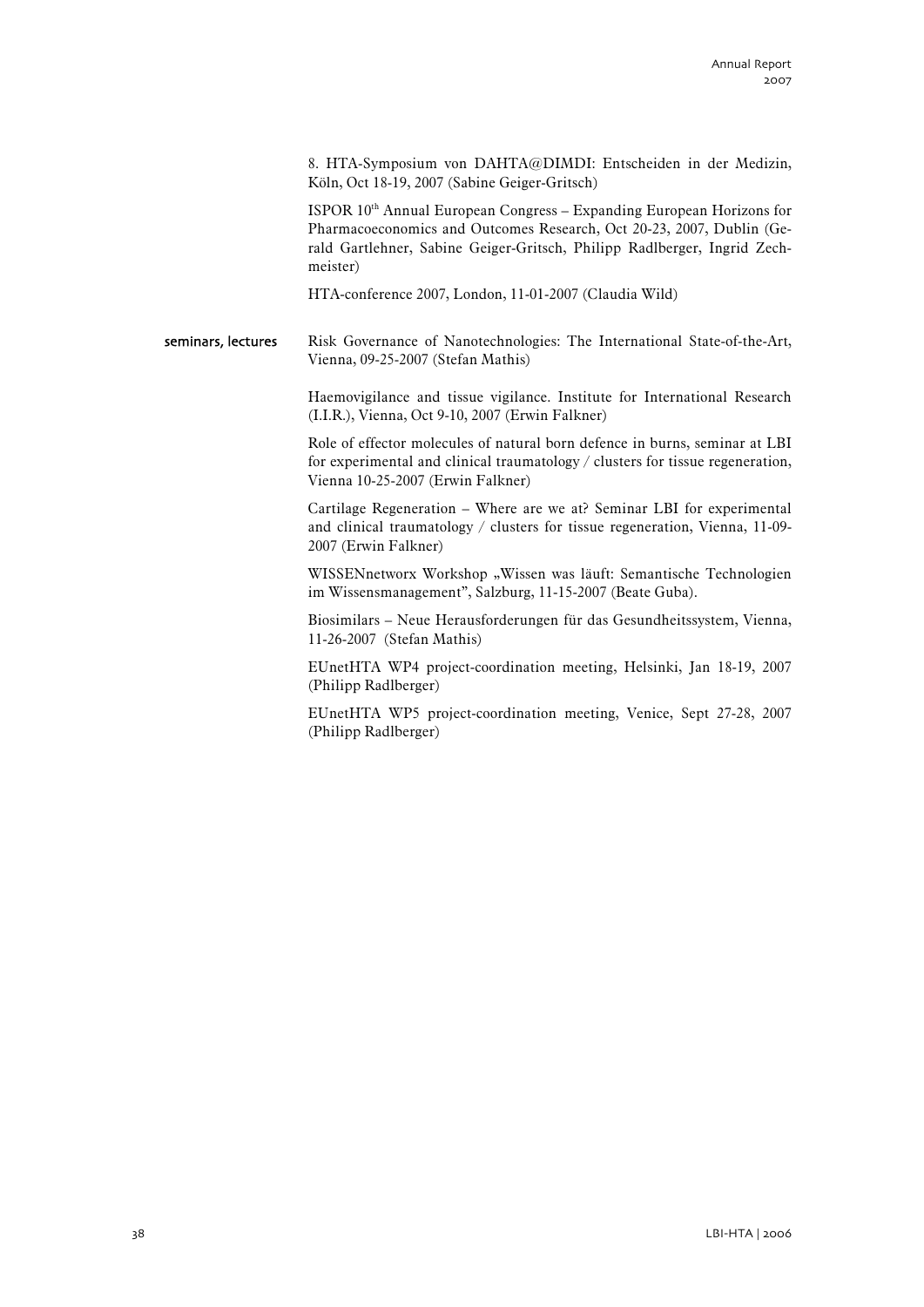8. HTA-Symposium von DAHTA@DIMDI: Entscheiden in der Medizin, Köln, Oct 18-19, 2007 (Sabine Geiger-Gritsch)

ISPOR 10th Annual European Congress – Expanding European Horizons for Pharmacoeconomics and Outcomes Research, Oct 20-23, 2007, Dublin (Gerald Gartlehner, Sabine Geiger-Gritsch, Philipp Radlberger, Ingrid Zechmeister)

HTA-conference 2007, London, 11-01-2007 (Claudia Wild)

**seminars, lectures**

Risk Governance of Nanotechnologies: The International State-of-the-Art, Vienna, 09-25-2007 (Stefan Mathis)

Haemovigilance and tissue vigilance. Institute for International Research (I.I.R.), Vienna, Oct 9-10, 2007 (Erwin Falkner)

Role of effector molecules of natural born defence in burns, seminar at LBI for experimental and clinical traumatology / clusters for tissue regeneration, Vienna 10-25-2007 (Erwin Falkner)

Cartilage Regeneration – Where are we at? Seminar LBI for experimental and clinical traumatology / clusters for tissue regeneration, Vienna, 11-09-2007 (Erwin Falkner)

WISSENnetworx Workshop „Wissen was läuft: Semantische Technologien im Wissensmanagement", Salzburg, 11-15-2007 (Beate Guba).

Biosimilars – Neue Herausforderungen für das Gesundheitssystem, Vienna, 11-26-2007 (Stefan Mathis)

EUnetHTA WP4 project-coordination meeting, Helsinki, Jan 18-19, 2007 (Philipp Radlberger)

EUnetHTA WP5 project-coordination meeting, Venice, Sept 27-28, 2007 (Philipp Radlberger)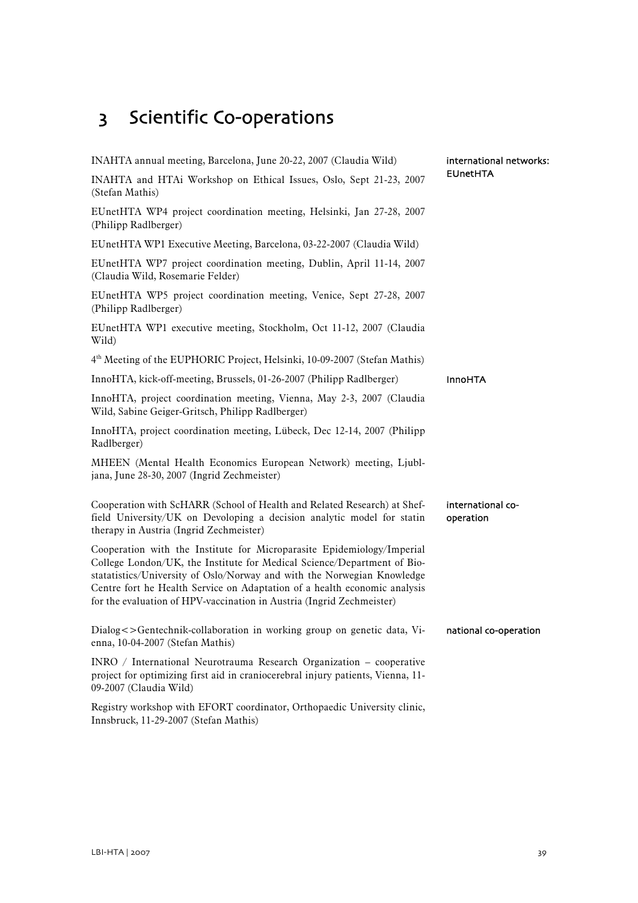# 3 Scientific Co-operations

international networks: EUnetHTA

INAHTA annual meeting, Barcelona, June 20-22, 2007 (Claudia Wild)

INAHTA and HTAi Workshop on Ethical Issues, Oslo, Sept 21-23, 2007 (Stefan Mathis)

EUnetHTA WP4 project coordination meeting, Helsinki, Jan 27-28, 2007 (Philipp Radlberger)

EUnetHTA WP1 Executive Meeting, Barcelona, 03-22-2007 (Claudia Wild)

EUnetHTA WP7 project coordination meeting, Dublin, April 11-14, 2007 (Claudia Wild, Rosemarie Felder)

EUnetHTA WP5 project coordination meeting, Venice, Sept 27-28, 2007 (Philipp Radlberger)

EUnetHTA WP1 executive meeting, Stockholm, Oct 11-12, 2007 (Claudia Wild)

4th Meeting of the EUPHORIC Project, Helsinki, 10-09-2007 (Stefan Mathis)

InnoHTA

InnoHTA, kick-off-meeting, Brussels, 01-26-2007 (Philipp Radlberger)

InnoHTA, project coordination meeting, Vienna, May 2-3, 2007 (Claudia Wild, Sabine Geiger-Gritsch, Philipp Radlberger)

InnoHTA, project coordination meeting, Lübeck, Dec 12-14, 2007 (Philipp Radlberger)

MHEEN (Mental Health Economics European Network) meeting, Ljubljana, June 28-30, 2007 (Ingrid Zechmeister)

international co-operation

Cooperation with ScHARR (School of Health and Related Research) at Sheffield University/UK on Devoloping a decision analytic model for statin therapy in Austria (Ingrid Zechmeister)

Cooperation with the Institute for Microparasite Epidemiology/Imperial College London/UK, the Institute for Medical Science/Department of Biostatatistics/University of Oslo/Norway and with the Norwegian Knowledge Centre fort he Health Service on Adaptation of a health economic analysis for the evaluation of HPV-vaccination in Austria (Ingrid Zechmeister)

national co-operation

Dialog<>Gentechnik-collaboration in working group on genetic data, Vienna, 10-04-2007 (Stefan Mathis)

INRO / International Neurotrauma Research Organization – cooperative project for optimizing first aid in craniocerebral injury patients, Vienna, 11-09-2007 (Claudia Wild)

Registry workshop with EFORT coordinator, Orthopaedic University clinic, Innsbruck, 11-29-2007 (Stefan Mathis)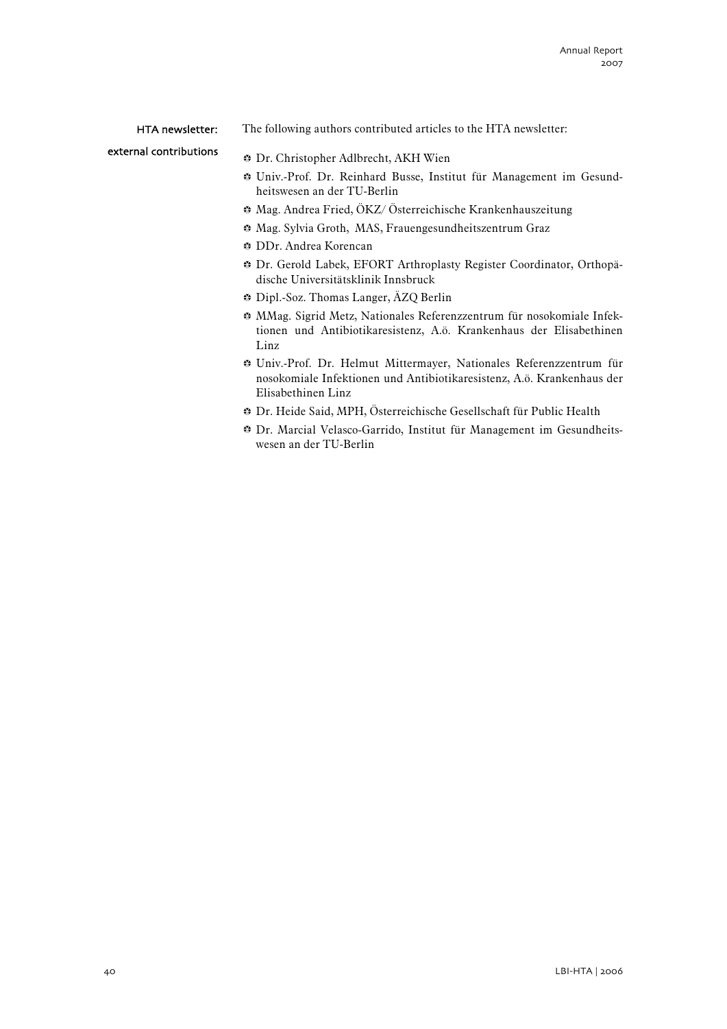HTA newsletter: external contributions

The following authors contributed articles to the HTA newsletter:

- Dr. Christopher Adlbrecht, AKH Wien
- Univ.-Prof. Dr. Reinhard Busse, Institut für Management im Gesundheitswesen an der TU-Berlin
- Mag. Andrea Fried, ÖKZ/ Österreichische Krankenhauszeitung
- Mag. Sylvia Groth, MAS, Frauengesundheitszentrum Graz
- DDr. Andrea Korencan
- Dr. Gerold Labek, EFORT Arthroplasty Register Coordinator, Orthopädische Universitätsklinik Innsbruck
- Dipl.-Soz. Thomas Langer, ÄZQ Berlin
- MMag. Sigrid Metz, Nationales Referenzzentrum für nosokomiale Infektionen und Antibiotikaresistenz, A.ö. Krankenhaus der Elisabethinen Linz
- Univ.-Prof. Dr. Helmut Mittermayer, Nationales Referenzzentrum für nosokomiale Infektionen und Antibiotikaresistenz, A.ö. Krankenhaus der Elisabethinen Linz
- Dr. Heide Said, MPH, Österreichische Gesellschaft für Public Health
- Dr. Marcial Velasco-Garrido, Institut für Management im Gesundheitswesen an der TU-Berlin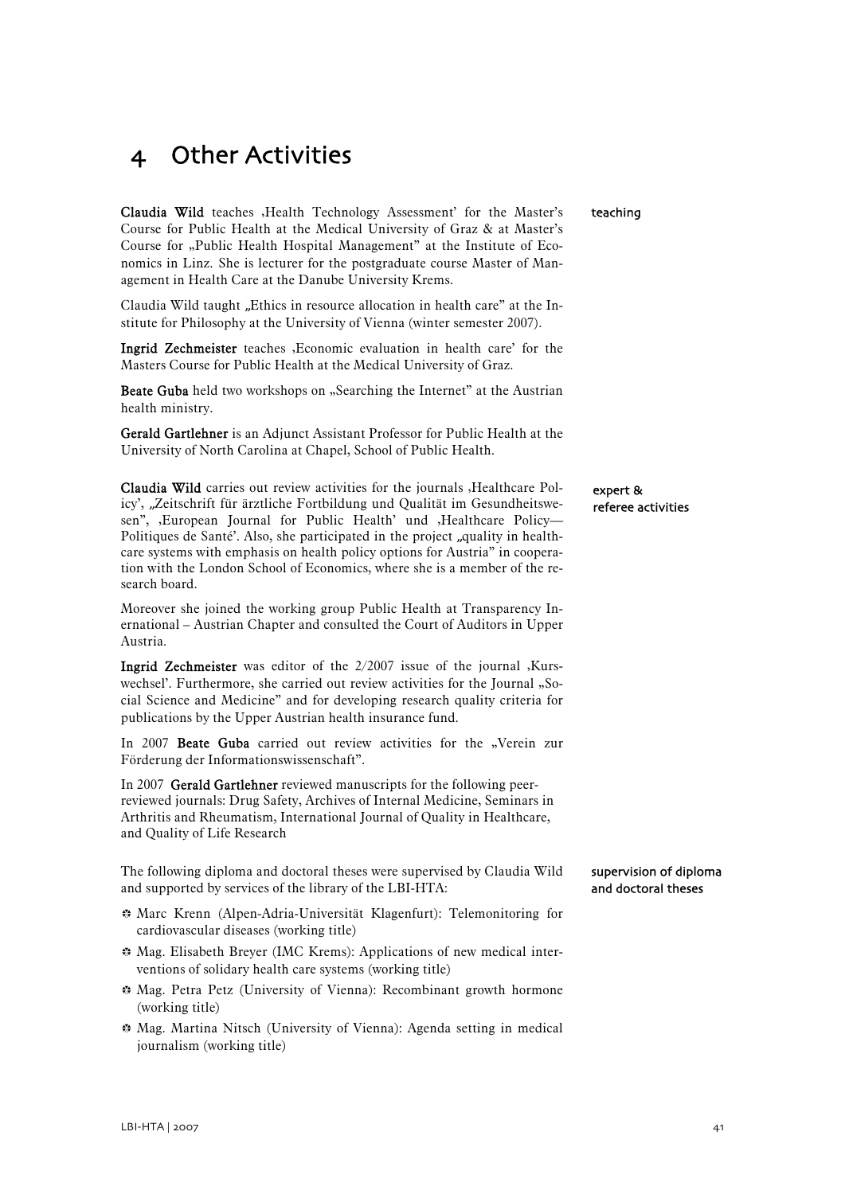# 4 Other Activities

teaching

**Claudia Wild** teaches ‚Health Technology Assessment' for the Master's Course for Public Health at the Medical University of Graz & at Master's Course for „Public Health Hospital Management" at the Institute of Economics in Linz. She is lecturer for the postgraduate course Master of Management in Health Care at the Danube University Krems.

Claudia Wild taught „Ethics in resource allocation in health care" at the Institute for Philosophy at the University of Vienna (winter semester 2007).

**Ingrid Zechmeister** teaches ‚Economic evaluation in health care' for the Masters Course for Public Health at the Medical University of Graz.

**Beate Guba** held two workshops on „Searching the Internet" at the Austrian health ministry.

**Gerald Gartlehner** is an Adjunct Assistant Professor for Public Health at the University of North Carolina at Chapel, School of Public Health.

expert & referee activities

**Claudia Wild** carries out review activities for the journals ‚Healthcare Policy', „Zeitschrift für ärztliche Fortbildung und Qualität im Gesundheitswesen", ‚European Journal for Public Health' und ‚Healthcare Policy— Politiques de Santé'. Also, she participated in the project „quality in healthcare systems with emphasis on health policy options for Austria" in cooperation with the London School of Economics, where she is a member of the research board.

Moreover she joined the working group Public Health at Transparency International – Austrian Chapter and consulted the Court of Auditors in Upper Austria.

**Ingrid Zechmeister** was editor of the 2/2007 issue of the journal ‚Kurswechsel'. Furthermore, she carried out review activities for the Journal „Social Science and Medicine" and for developing research quality criteria for publications by the Upper Austrian health insurance fund.

In 2007 **Beate Guba** carried out review activities for the „Verein zur Förderung der Informationswissenschaft".

In 2007 **Gerald Gartlehner** reviewed manuscripts for the following peer-reviewed journals: Drug Safety, Archives of Internal Medicine, Seminars in Arthritis and Rheumatism, International Journal of Quality in Healthcare, and Quality of Life Research

supervision of diploma and doctoral theses

The following diploma and doctoral theses were supervised by Claudia Wild and supported by services of the library of the LBI-HTA:

- Marc Krenn (Alpen-Adria-Universität Klagenfurt): Telemonitoring for cardiovascular diseases (working title)
- Mag. Elisabeth Breyer (IMC Krems): Applications of new medical interventions of solidary health care systems (working title)
- Mag. Petra Petz (University of Vienna): Recombinant growth hormone (working title)
- Mag. Martina Nitsch (University of Vienna): Agenda setting in medical journalism (working title)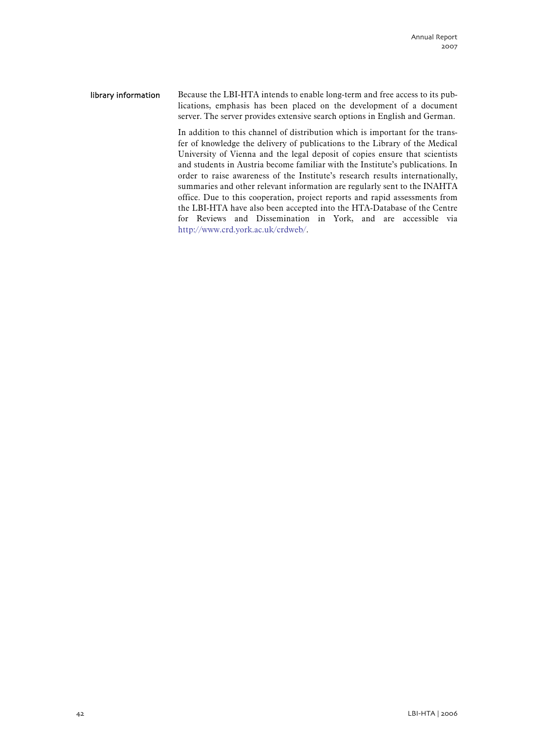library information

Because the LBI-HTA intends to enable long-term and free access to its publications, emphasis has been placed on the development of a document server. The server provides extensive search options in English and German.

In addition to this channel of distribution which is important for the transfer of knowledge the delivery of publications to the Library of the Medical University of Vienna and the legal deposit of copies ensure that scientists and students in Austria become familiar with the Institute's publications. In order to raise awareness of the Institute's research results internationally, summaries and other relevant information are regularly sent to the INAHTA office. Due to this cooperation, project reports and rapid assessments from the LBI-HTA have also been accepted into the HTA-Database of the Centre for Reviews and Dissemination in York, and are accessible via http://www.crd.york.ac.uk/crdweb/.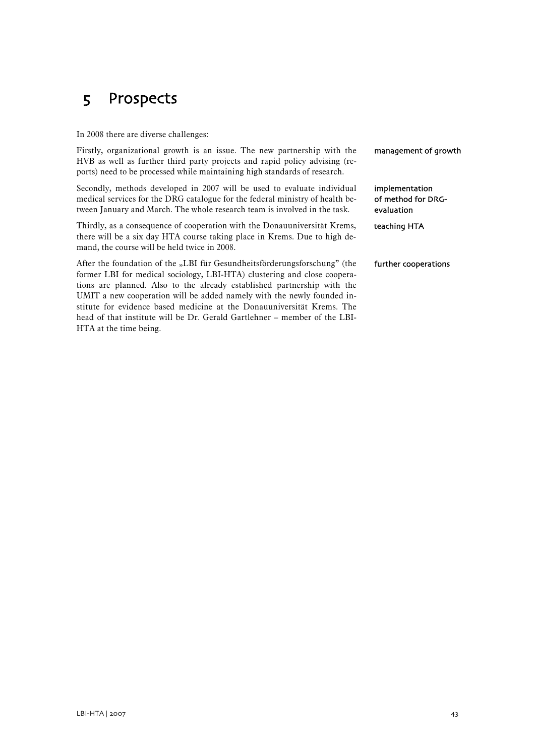# 5 Prospects

In 2008 there are diverse challenges:

management of growth

Firstly, organizational growth is an issue. The new partnership with the HVB as well as further third party projects and rapid policy advising (reports) need to be processed while maintaining high standards of research.

implementation of method for DRG-evaluation

Secondly, methods developed in 2007 will be used to evaluate individual medical services for the DRG catalogue for the federal ministry of health between January and March. The whole research team is involved in the task.

teaching HTA

Thirdly, as a consequence of cooperation with the Donauuniversität Krems, there will be a six day HTA course taking place in Krems. Due to high demand, the course will be held twice in 2008.

further cooperations

After the foundation of the „LBI für Gesundheitsförderungsforschung" (the former LBI for medical sociology, LBI-HTA) clustering and close cooperations are planned. Also to the already established partnership with the UMIT a new cooperation will be added namely with the newly founded institute for evidence based medicine at the Donauuniversität Krems. The head of that institute will be Dr. Gerald Gartlehner – member of the LBI-HTA at the time being.